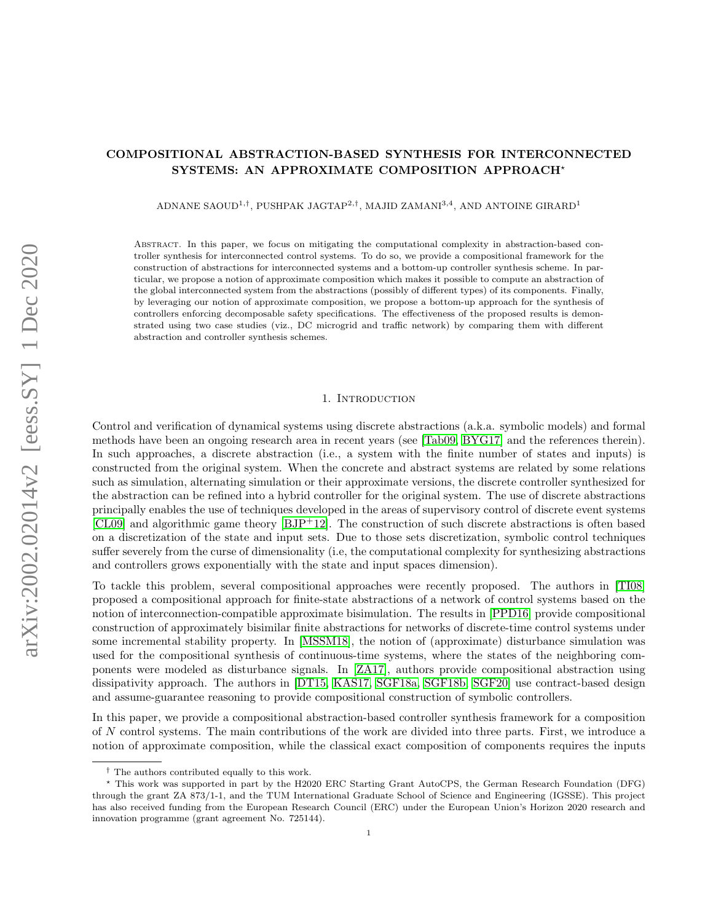# COMPOSITIONAL ABSTRACTION-BASED SYNTHESIS FOR INTERCONNECTED SYSTEMS: AN APPROXIMATE COMPOSITION APPROACH*

ADNANE SAOUD[1,†], PUSHPAK JAGTAP[2,†], MAJID ZAMANI[3,4], AND ANTOINE GIRARD[1]

Abstract. In this paper, we focus on mitigating the computational complexity in abstraction-based controller synthesis for interconnected control systems. To do so, we provide a compositional framework for the construction of abstractions for interconnected systems and a bottom-up controller synthesis scheme. In particular, we propose a notion of approximate composition which makes it possible to compute an abstraction of the global interconnected system from the abstractions (possibly of different types) of its components. Finally, by leveraging our notion of approximate composition, we propose a bottom-up approach for the synthesis of controllers enforcing decomposable safety specifications. The effectiveness of the proposed results is demonstrated using two case studies (viz., DC microgrid and traffic network) by comparing them with different abstraction and controller synthesis schemes.

## 1. Introduction

Control and verification of dynamical systems using discrete abstractions (a.k.a. symbolic models) and formal methods have been an ongoing research area in recent years (see [Tab09, BYG17] and the references therein). In such approaches, a discrete abstraction (i.e., a system with the finite number of states and inputs) is constructed from the original system. When the concrete and abstract systems are related by some relations such as simulation, alternating simulation or their approximate versions, the discrete controller synthesized for the abstraction can be refined into a hybrid controller for the original system. The use of discrete abstractions principally enables the use of techniques developed in the areas of supervisory control of discrete event systems [CL09] and algorithmic game theory [BJP+12]. The construction of such discrete abstractions is often based on a discretization of the state and input sets. Due to those sets discretization, symbolic control techniques suffer severely from the curse of dimensionality (i.e, the computational complexity for synthesizing abstractions and controllers grows exponentially with the state and input spaces dimension).

To tackle this problem, several compositional approaches were recently proposed. The authors in [TI08] proposed a compositional approach for finite-state abstractions of a network of control systems based on the notion of interconnection-compatible approximate bisimulation. The results in [PPD16] provide compositional construction of approximately bisimilar finite abstractions for networks of discrete-time control systems under some incremental stability property. In [MSSM18], the notion of (approximate) disturbance simulation was used for the compositional synthesis of continuous-time systems, where the states of the neighboring components were modeled as disturbance signals. In [ZA17], authors provide compositional abstraction using dissipativity approach. The authors in [DT15, KAS17, SGF18a, SGF18b, SGF20] use contract-based design and assume-guarantee reasoning to provide compositional construction of symbolic controllers.

In this paper, we provide a compositional abstraction-based controller synthesis framework for a composition of $N$ control systems. The main contributions of the work are divided into three parts. First, we introduce a notion of approximate composition, while the classical exact composition of components requires the inputs

---

† The authors contributed equally to this work.

* This work was supported in part by the H2020 ERC Starting Grant AutoCPS, the German Research Foundation (DFG) through the grant ZA 873/1-1, and the TUM International Graduate School of Science and Engineering (IGSSE). This project has also received funding from the European Research Council (ERC) under the European Union's Horizon 2020 research and innovation programme (grant agreement No. 725144).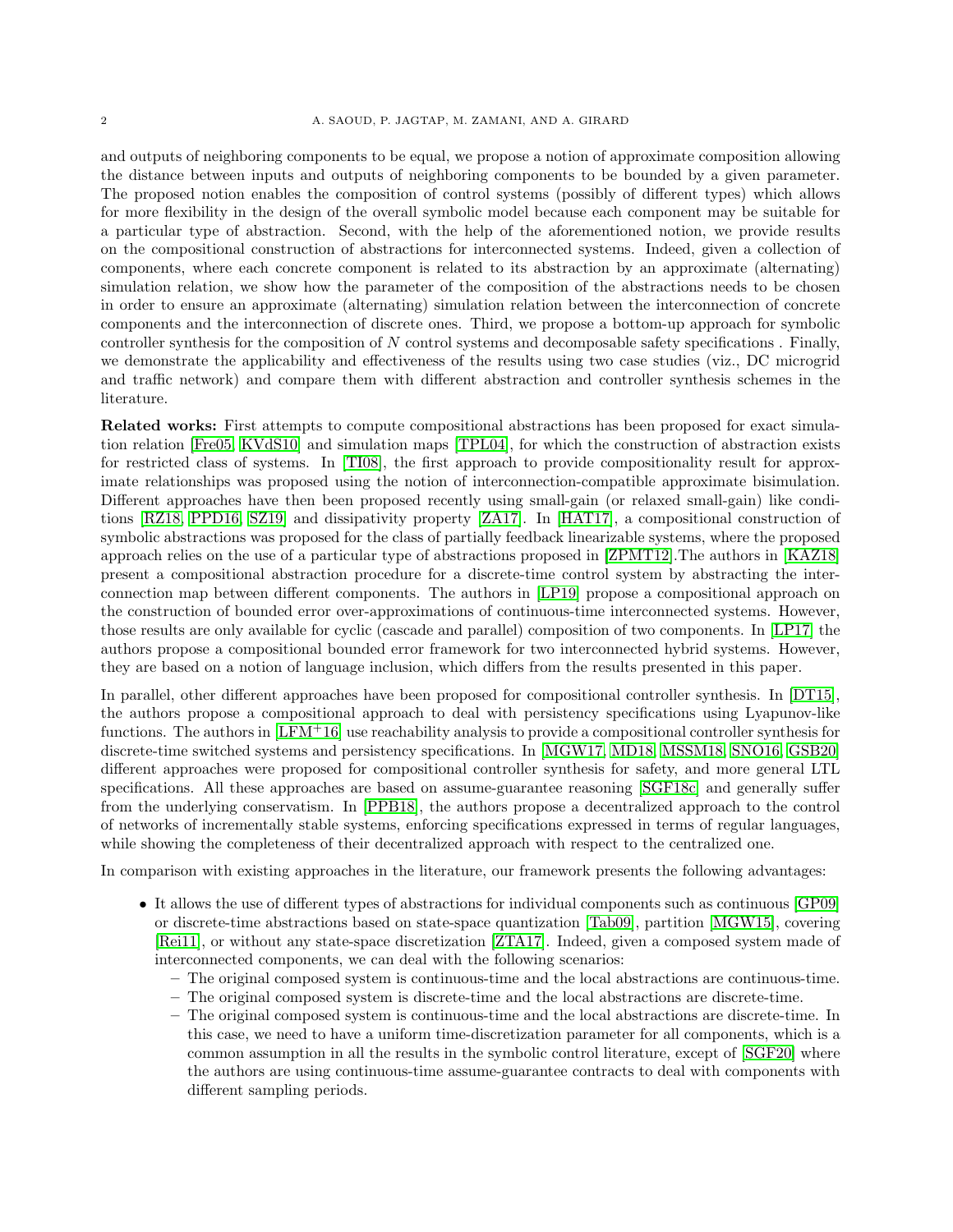and outputs of neighboring components to be equal, we propose a notion of approximate composition allowing the distance between inputs and outputs of neighboring components to be bounded by a given parameter. The proposed notion enables the composition of control systems (possibly of different types) which allows for more flexibility in the design of the overall symbolic model because each component may be suitable for a particular type of abstraction. Second, with the help of the aforementioned notion, we provide results on the compositional construction of abstractions for interconnected systems. Indeed, given a collection of components, where each concrete component is related to its abstraction by an approximate (alternating) simulation relation, we show how the parameter of the composition of the abstractions needs to be chosen in order to ensure an approximate (alternating) simulation relation between the interconnection of concrete components and the interconnection of discrete ones. Third, we propose a bottom-up approach for symbolic controller synthesis for the composition of $N$ control systems and decomposable safety specifications . Finally, we demonstrate the applicability and effectiveness of the results using two case studies (viz., DC microgrid and traffic network) and compare them with different abstraction and controller synthesis schemes in the literature.

**Related works:** First attempts to compute compositional abstractions has been proposed for exact simulation relation [Fre05, KVdS10] and simulation maps [TPL04], for which the construction of abstraction exists for restricted class of systems. In [TI08], the first approach to provide compositionality result for approximate relationships was proposed using the notion of interconnection-compatible approximate bisimulation. Different approaches have then been proposed recently using small-gain (or relaxed small-gain) like conditions [RZ18, PPD16, SZ19] and dissipativity property [ZA17]. In [HAT17], a compositional construction of symbolic abstractions was proposed for the class of partially feedback linearizable systems, where the proposed approach relies on the use of a particular type of abstractions proposed in [ZPMT12].The authors in [KAZ18] present a compositional abstraction procedure for a discrete-time control system by abstracting the interconnection map between different components. The authors in [LP19] propose a compositional approach on the construction of bounded error over-approximations of continuous-time interconnected systems. However, those results are only available for cyclic (cascade and parallel) composition of two components. In [LP17] the authors propose a compositional bounded error framework for two interconnected hybrid systems. However, they are based on a notion of language inclusion, which differs from the results presented in this paper.

In parallel, other different approaches have been proposed for compositional controller synthesis. In [DT15], the authors propose a compositional approach to deal with persistency specifications using Lyapunov-like functions. The authors in [LFM+16] use reachability analysis to provide a compositional controller synthesis for discrete-time switched systems and persistency specifications. In [MGW17, MD18, MSSM18, SNO16, GSB20] different approaches were proposed for compositional controller synthesis for safety, and more general LTL specifications. All these approaches are based on assume-guarantee reasoning [SGF18c] and generally suffer from the underlying conservatism. In [PPB18], the authors propose a decentralized approach to the control of networks of incrementally stable systems, enforcing specifications expressed in terms of regular languages, while showing the completeness of their decentralized approach with respect to the centralized one.

In comparison with existing approaches in the literature, our framework presents the following advantages:

- It allows the use of different types of abstractions for individual components such as continuous [GP09] or discrete-time abstractions based on state-space quantization [Tab09], partition [MGW15], covering [Rei11], or without any state-space discretization [ZTA17]. Indeed, given a composed system made of interconnected components, we can deal with the following scenarios:
  - The original composed system is continuous-time and the local abstractions are continuous-time.
  - The original composed system is discrete-time and the local abstractions are discrete-time.
  - The original composed system is continuous-time and the local abstractions are discrete-time. In this case, we need to have a uniform time-discretization parameter for all components, which is a common assumption in all the results in the symbolic control literature, except of [SGF20] where the authors are using continuous-time assume-guarantee contracts to deal with components with different sampling periods.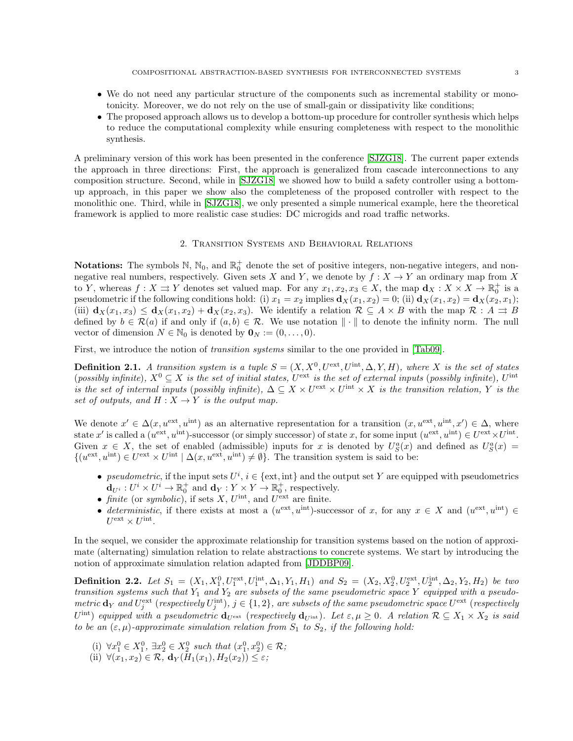- We do not need any particular structure of the components such as incremental stability or monotonicity. Moreover, we do not rely on the use of small-gain or dissipativity like conditions;
- The proposed approach allows us to develop a bottom-up procedure for controller synthesis which helps to reduce the computational complexity while ensuring completeness with respect to the monolithic synthesis.

A preliminary version of this work has been presented in the conference [SJZG18]. The current paper extends the approach in three directions: First, the approach is generalized from cascade interconnections to any composition structure. Second, while in [SJZG18] we showed how to build a safety controller using a bottom-up approach, in this paper we show also the completeness of the proposed controller with respect to the monolithic one. Third, while in [SJZG18], we only presented a simple numerical example, here the theoretical framework is applied to more realistic case studies: DC microgids and road traffic networks.

## 2. Transition Systems and Behavioral Relations

**Notations:** The symbols $\mathbb{N}$, $\mathbb{N}_0$, and $\mathbb{R}_0^+$ denote the set of positive integers, non-negative integers, and non-negative real numbers, respectively. Given sets $X$ and $Y$, we denote by $f : X \to Y$ an ordinary map from $X$ to $Y$, whereas $f : X \rightrightarrows Y$ denotes set valued map. For any $x_1, x_2, x_3 \in X$, the map $\mathbf{d}_X : X \times X \to \mathbb{R}_0^+$ is a pseudometric if the following conditions hold: (i) $x_1 = x_2$ implies $\mathbf{d}_X(x_1, x_2) = 0$; (ii) $\mathbf{d}_X(x_1, x_2) = \mathbf{d}_X(x_2, x_1)$; (iii) $\mathbf{d}_X(x_1, x_3) \leq \mathbf{d}_X(x_1, x_2) + \mathbf{d}_X(x_2, x_3)$. We identify a relation $\mathcal{R} \subseteq A \times B$ with the map $\mathcal{R} : A \rightrightarrows B$ defined by $b \in \mathcal{R}(a)$ if and only if $(a, b) \in \mathcal{R}$. We use notation $\|\cdot\|$ to denote the infinity norm. The null vector of dimension $N \in \mathbb{N}_0$ is denoted by $\mathbf{0}_N := (0, \ldots, 0)$.

First, we introduce the notion of *transition systems* similar to the one provided in [Tab09].

**Definition 2.1.** *A transition system is a tuple $S = (X, X^0, U^{\text{ext}}, U^{\text{int}}, \Delta, Y, H)$, where $X$ is the set of states (possibly infinite), $X^0 \subseteq X$ is the set of initial states, $U^{\text{ext}}$ is the set of external inputs (possibly infinite), $U^{\text{int}}$ is the set of internal inputs (possibly infinite), $\Delta \subseteq X \times U^{\text{ext}} \times U^{\text{int}} \times X$ is the transition relation, $Y$ is the set of outputs, and $H : X \to Y$ is the output map.*

We denote $x' \in \Delta(x, u^{\text{ext}}, u^{\text{int}})$ as an alternative representation for a transition $(x, u^{\text{ext}}, u^{\text{int}}, x') \in \Delta$, where state $x'$ is called a $(u^{\text{ext}}, u^{\text{int}})$-successor (or simply successor) of state $x$, for some input $(u^{\text{ext}}, u^{\text{int}}) \in U^{\text{ext}} \times U^{\text{int}}$. Given $x \in X$, the set of enabled (admissible) inputs for $x$ is denoted by $U_S^a(x)$ and defined as $U_S^a(x) = \{(u^{\text{ext}}, u^{\text{int}}) \in U^{\text{ext}} \times U^{\text{int}} \mid \Delta(x, u^{\text{ext}}, u^{\text{int}}) \neq \emptyset\}$. The transition system is said to be:

- *pseudometric*, if the input sets $U^i$, $i \in \{\text{ext}, \text{int}\}$ and the output set $Y$ are equipped with pseudometrics $\mathbf{d}_{U^i} : U^i \times U^i \to \mathbb{R}_0^+$ and $\mathbf{d}_Y : Y \times Y \to \mathbb{R}_0^+$, respectively.
- *finite* (or *symbolic*), if sets $X$, $U^{\text{int}}$, and $U^{\text{ext}}$ are finite.
- *deterministic*, if there exists at most a $(u^{\text{ext}}, u^{\text{int}})$-successor of $x$, for any $x \in X$ and $(u^{\text{ext}}, u^{\text{int}}) \in U^{\text{ext}} \times U^{\text{int}}$.

In the sequel, we consider the approximate relationship for transition systems based on the notion of approximate (alternating) simulation relation to relate abstractions to concrete systems. We start by introducing the notion of approximate simulation relation adapted from [JDDBP09].

**Definition 2.2.** *Let $S_1 = (X_1, X_1^0, U_1^{\text{ext}}, U_1^{\text{int}}, \Delta_1, Y_1, H_1)$ and $S_2 = (X_2, X_2^0, U_2^{\text{ext}}, U_2^{\text{int}}, \Delta_2, Y_2, H_2)$ be two transition systems such that $Y_1$ and $Y_2$ are subsets of the same pseudometric space $Y$ equipped with a pseudometric $\mathbf{d}_Y$ and $U_j^{\text{ext}}$ (respectively $U_j^{\text{int}}$), $j \in \{1, 2\}$, are subsets of the same pseudometric space $U^{\text{ext}}$ (respectively $U^{\text{int}}$) equipped with a pseudometric $\mathbf{d}_{U^{\text{ext}}}$ (respectively $\mathbf{d}_{U^{\text{int}}}$). Let $\varepsilon, \mu \geq 0$. A relation $\mathcal{R} \subseteq X_1 \times X_2$ is said to be an $(\varepsilon, \mu)$-approximate simulation relation from $S_1$ to $S_2$, if the following hold:*

(i) *$\forall x_1^0 \in X_1^0$, $\exists x_2^0 \in X_2^0$ such that $(x_1^0, x_2^0) \in \mathcal{R}$;*
(ii) *$\forall (x_1, x_2) \in \mathcal{R}$, $\mathbf{d}_Y(H_1(x_1), H_2(x_2)) \leq \varepsilon$;*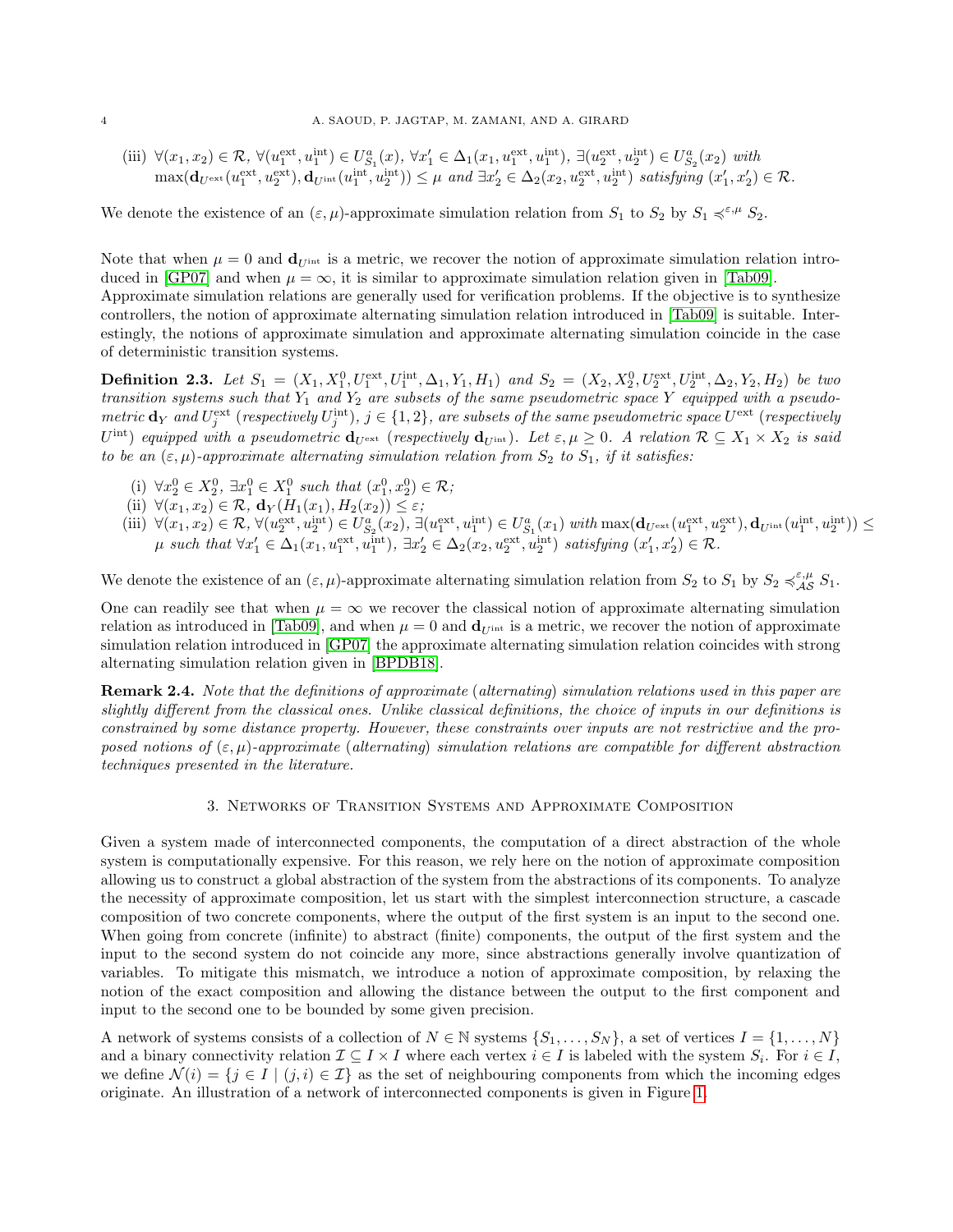(iii) $\forall (x_1, x_2) \in \mathcal{R}$, $\forall (u_1^{\text{ext}}, u_1^{\text{int}}) \in U_{S_1}^{\text{a}}(x)$, $\forall x_1' \in \Delta_1(x_1, u_1^{\text{ext}}, u_1^{\text{int}})$, $\exists (u_2^{\text{ext}}, u_2^{\text{int}}) \in U_{S_2}^{\text{a}}(x_2)$ *with* $\max(\mathbf{d}_{U^{\text{ext}}}(u_1^{\text{ext}}, u_2^{\text{ext}}), \mathbf{d}_{U^{\text{int}}}(u_1^{\text{int}}, u_2^{\text{int}})) \leq \mu$ *and* $\exists x_2' \in \Delta_2(x_2, u_2^{\text{ext}}, u_2^{\text{int}})$ *satisfying* $(x_1', x_2') \in \mathcal{R}$.

We denote the existence of an $(\varepsilon, \mu)$-approximate simulation relation from $S_1$ to $S_2$ by $S_1 \preccurlyeq^{\varepsilon,\mu} S_2$.

Note that when $\mu = 0$ and $\mathbf{d}_{U^{\text{int}}}$ is a metric, we recover the notion of approximate simulation relation introduced in [GP07] and when $\mu = \infty$, it is similar to approximate simulation relation given in [Tab09]. Approximate simulation relations are generally used for verification problems. If the objective is to synthesize controllers, the notion of approximate alternating simulation relation introduced in [Tab09] is suitable. Interestingly, the notions of approximate simulation and approximate alternating simulation coincide in the case of deterministic transition systems.

**Definition 2.3.** *Let* $S_1 = (X_1, X_1^0, U_1^{\text{ext}}, U_1^{\text{int}}, \Delta_1, Y_1, H_1)$ *and* $S_2 = (X_2, X_2^0, U_2^{\text{ext}}, U_2^{\text{int}}, \Delta_2, Y_2, H_2)$ *be two transition systems such that* $Y_1$ *and* $Y_2$ *are subsets of the same pseudometric space* $Y$ *equipped with a pseudometric* $\mathbf{d}_Y$ *and* $U_j^{\text{ext}}$ *(respectively* $U_j^{\text{int}}$*),* $j \in \{1, 2\}$*, are subsets of the same pseudometric space* $U^{\text{ext}}$ *(respectively* $U^{\text{int}}$*) equipped with a pseudometric* $\mathbf{d}_{U^{\text{ext}}}$ *(respectively* $\mathbf{d}_{U^{\text{int}}}$*). Let* $\varepsilon, \mu \geq 0$*. A relation* $\mathcal{R} \subseteq X_1 \times X_2$ *is said to be an* $(\varepsilon, \mu)$*-approximate alternating simulation relation from* $S_2$ *to* $S_1$*, if it satisfies:*

(i) $\forall x_2^0 \in X_2^0$, $\exists x_1^0 \in X_1^0$ *such that* $(x_1^0, x_2^0) \in \mathcal{R}$;

(ii) $\forall (x_1, x_2) \in \mathcal{R}$, $\mathbf{d}_Y(H_1(x_1), H_2(x_2)) \leq \varepsilon$;

(iii) $\forall (x_1, x_2) \in \mathcal{R}$, $\forall (u_2^{\text{ext}}, u_2^{\text{int}}) \in U_{S_2}^{\text{a}}(x_2)$, $\exists (u_1^{\text{ext}}, u_1^{\text{int}}) \in U_{S_1}^{\text{a}}(x_1)$ *with* $\max(\mathbf{d}_{U^{\text{ext}}}(u_1^{\text{ext}}, u_2^{\text{ext}}), \mathbf{d}_{U^{\text{int}}}(u_1^{\text{int}}, u_2^{\text{int}})) \leq \mu$ *such that* $\forall x_1' \in \Delta_1(x_1, u_1^{\text{ext}}, u_1^{\text{int}})$, $\exists x_2' \in \Delta_2(x_2, u_2^{\text{ext}}, u_2^{\text{int}})$ *satisfying* $(x_1', x_2') \in \mathcal{R}$.

We denote the existence of an $(\varepsilon, \mu)$-approximate alternating simulation relation from $S_2$ to $S_1$ by $S_2 \preccurlyeq_{\mathcal{AS}}^{\varepsilon,\mu} S_1$.

One can readily see that when $\mu = \infty$ we recover the classical notion of approximate alternating simulation relation as introduced in [Tab09], and when $\mu = 0$ and $\mathbf{d}_{U^{\text{int}}}$ is a metric, we recover the notion of approximate simulation relation introduced in [GP07] the approximate alternating simulation relation coincides with strong alternating simulation relation given in [BPDB18].

**Remark 2.4.** *Note that the definitions of approximate (alternating) simulation relations used in this paper are slightly different from the classical ones. Unlike classical definitions, the choice of inputs in our definitions is constrained by some distance property. However, these constraints over inputs are not restrictive and the proposed notions of* $(\varepsilon, \mu)$*-approximate (alternating) simulation relations are compatible for different abstraction techniques presented in the literature.*

## 3. Networks of Transition Systems and Approximate Composition

Given a system made of interconnected components, the computation of a direct abstraction of the whole system is computationally expensive. For this reason, we rely here on the notion of approximate composition allowing us to construct a global abstraction of the system from the abstractions of its components. To analyze the necessity of approximate composition, let us start with the simplest interconnection structure, a cascade composition of two concrete components, where the output of the first system is an input to the second one. When going from concrete (infinite) to abstract (finite) components, the output of the first system and the input to the second system do not coincide any more, since abstractions generally involve quantization of variables. To mitigate this mismatch, we introduce a notion of approximate composition, by relaxing the notion of the exact composition and allowing the distance between the output to the first component and input to the second one to be bounded by some given precision.

A network of systems consists of a collection of $N \in \mathbb{N}$ systems $\{S_1, \ldots, S_N\}$, a set of vertices $I = \{1, \ldots, N\}$ and a binary connectivity relation $\mathcal{I} \subseteq I \times I$ where each vertex $i \in I$ is labeled with the system $S_i$. For $i \in I$, we define $\mathcal{N}(i) = \{j \in I \mid (j, i) \in \mathcal{I}\}$ as the set of neighbouring components from which the incoming edges originate. An illustration of a network of interconnected components is given in Figure 1.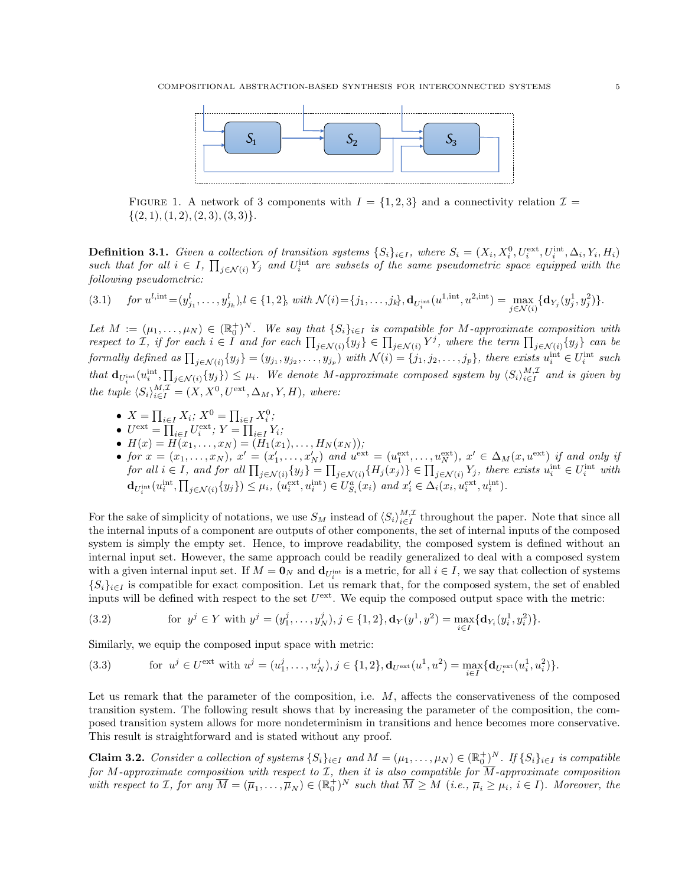FIGURE 1. A network of 3 components with $I = \{1, 2, 3\}$ and a connectivity relation $\mathcal{I} = \{(2, 1), (1, 2), (2, 3), (3, 3)\}$.

**Definition 3.1.** *Given a collection of transition systems $\{S_i\}_{i\in I}$, where $S_i = (X_i, X_i^0, U_i^{\text{ext}}, U_i^{\text{int}}, \Delta_i, Y_i, H_i)$ such that for all $i \in I$, $\prod_{j\in\mathcal{N}(i)} Y_j$ and $U_i^{\text{int}}$ are subsets of the same pseudometric space equipped with the following pseudometric:*

$$\text{(3.1)} \quad \text{for } u^{l,\text{int}} = (y_{j_1}^l, \ldots, y_{j_k}^l), l \in \{1, 2\}, \text{ with } \mathcal{N}(i) = \{j_1, \ldots, j_k\}, \mathbf{d}_{U_i^{\text{int}}}(u^{1,\text{int}}, u^{2,\text{int}}) = \max_{j\in\mathcal{N}(i)} \{\mathbf{d}_{Y_j}(y_j^1, y_j^2)\}.$$

*Let $M := (\mu_1, \ldots, \mu_N) \in (\mathbb{R}_0^+)^N$. We say that $\{S_i\}_{i\in I}$ is compatible for $M$-approximate composition with respect to $\mathcal{I}$, if for each $i \in I$ and for each $\prod_{j\in\mathcal{N}(i)}\{y_j\} \in \prod_{j\in\mathcal{N}(i)} Y^j$, where the term $\prod_{j\in\mathcal{N}(i)}\{y_j\}$ can be formally defined as $\prod_{j\in\mathcal{N}(i)}\{y_j\} = (y_{j_1}, y_{j_2}, \ldots, y_{j_p})$ with $\mathcal{N}(i) = \{j_1, j_2, \ldots, j_p\}$, there exists $u_i^{\text{int}} \in U_i^{\text{int}}$ such that $\mathbf{d}_{U_i^{\text{int}}}(u_i^{\text{int}}, \prod_{j\in\mathcal{N}(i)}\{y_j\}) \leq \mu_i$. We denote $M$-approximate composed system by $\langle S_i\rangle_{i\in I}^{M,\mathcal{I}}$ and is given by the tuple $\langle S_i\rangle_{i\in I}^{M,\mathcal{I}} = (X, X^0, U^{\text{ext}}, \Delta_M, Y, H)$, where:*

- $X = \prod_{i\in I} X_i$; $X^0 = \prod_{i\in I} X_i^0$;
- $U^{\text{ext}} = \prod_{i\in I} U_i^{\text{ext}}$; $Y = \prod_{i\in I} Y_i$;
- $H(x) = H(x_1, \ldots, x_N) = (H_1(x_1), \ldots, H_N(x_N))$;
- *for $x = (x_1, \ldots, x_N)$, $x' = (x'_1, \ldots, x'_N)$ and $u^{\text{ext}} = (u_1^{\text{ext}}, \ldots, u_N^{\text{ext}})$, $x' \in \Delta_M(x, u^{\text{ext}})$ if and only if for all $i \in I$, and for all $\prod_{j\in\mathcal{N}(i)}\{y_j\} = \prod_{j\in\mathcal{N}(i)}\{H_j(x_j)\} \in \prod_{j\in\mathcal{N}(i)} Y_j$, there exists $u_i^{\text{int}} \in U_i^{\text{int}}$ with $\mathbf{d}_{U_i^{\text{int}}}(u_i^{\text{int}}, \prod_{j\in\mathcal{N}(i)}\{y_j\}) \leq \mu_i$, $(u_i^{\text{ext}}, u_i^{\text{int}}) \in U_{S_i}^a(x_i)$ and $x'_i \in \Delta_i(x_i, u_i^{\text{ext}}, u_i^{\text{int}})$.*

For the sake of simplicity of notations, we use $S_M$ instead of $\langle S_i\rangle_{i\in I}^{M,\mathcal{I}}$ throughout the paper. Note that since all the internal inputs of a component are outputs of other components, the set of internal inputs of the composed system is simply the empty set. Hence, to improve readability, the composed system is defined without an internal input set. However, the same approach could be readily generalized to deal with a composed system with a given internal input set. If $M = \mathbf{0}_N$ and $\mathbf{d}_{U_i^{\text{int}}}$ is a metric, for all $i \in I$, we say that collection of systems $\{S_i\}_{i\in I}$ is compatible for exact composition. Let us remark that, for the composed system, the set of enabled inputs will be defined with respect to the set $U^{\text{ext}}$. We equip the composed output space with the metric:

$$\text{(3.2)} \qquad \text{for } y^j \in Y \text{ with } y^j = (y_1^j, \ldots, y_N^j), j \in \{1, 2\}, \mathbf{d}_Y(y^1, y^2) = \max_{i\in I}\{\mathbf{d}_{Y_i}(y_i^1, y_i^2)\}.$$

Similarly, we equip the composed input space with metric:

$$\text{(3.3)} \qquad \text{for } u^j \in U^{\text{ext}} \text{ with } u^j = (u_1^j, \ldots, u_N^j), j \in \{1, 2\}, \mathbf{d}_{U^{\text{ext}}}(u^1, u^2) = \max_{i\in I}\{\mathbf{d}_{U_i^{\text{ext}}}(u_i^1, u_i^2)\}.$$

Let us remark that the parameter of the composition, i.e. $M$, affects the conservativeness of the composed transition system. The following result shows that by increasing the parameter of the composition, the composed transition system allows for more nondeterminism in transitions and hence becomes more conservative. This result is straightforward and is stated without any proof.

**Claim 3.2.** *Consider a collection of systems $\{S_i\}_{i\in I}$ and $M = (\mu_1, \ldots, \mu_N) \in (\mathbb{R}_0^+)^N$. If $\{S_i\}_{i\in I}$ is compatible for $M$-approximate composition with respect to $\mathcal{I}$, then it is also compatible for $\overline{M}$-approximate composition with respect to $\mathcal{I}$, for any $\overline{M} = (\overline{\mu}_1, \ldots, \overline{\mu}_N) \in (\mathbb{R}_0^+)^N$ such that $\overline{M} \geq M$ (i.e., $\overline{\mu}_i \geq \mu_i$, $i \in I$). Moreover, the*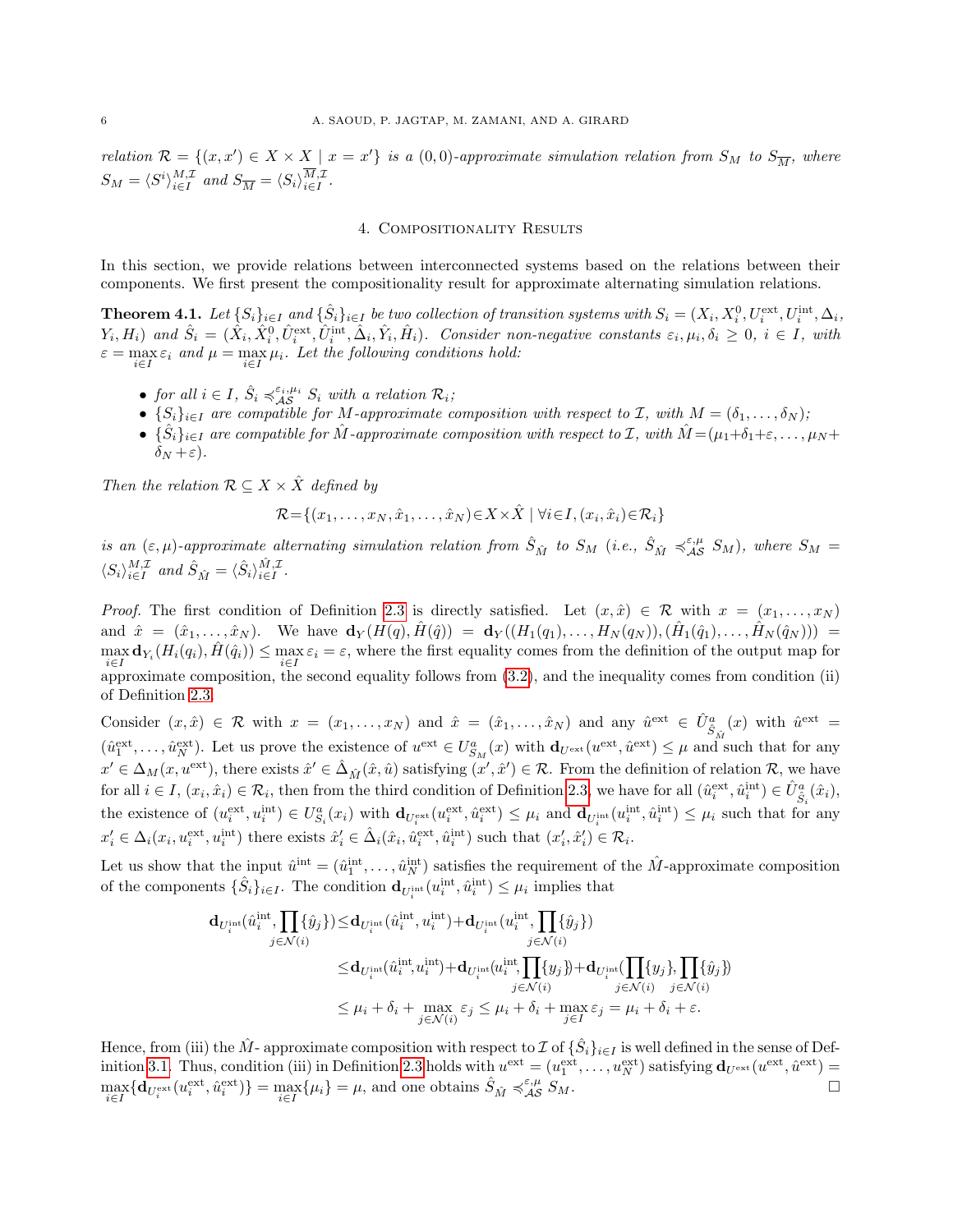*relation $\mathcal{R} = \{(x, x') \in X \times X \mid x = x'\}$ is a $(0, 0)$-approximate simulation relation from $S_M$ to $S_{\overline{M}}$, where $S_M = \langle S^i \rangle_{i\in I}^{M,\mathcal{I}}$ and $S_{\overline{M}} = \langle S_i \rangle_{i\in I}^{\overline{M},\mathcal{I}}$.*

## 4. Compositionality Results

In this section, we provide relations between interconnected systems based on the relations between their components. We first present the compositionality result for approximate alternating simulation relations.

**Theorem 4.1.** *Let $\{S_i\}_{i\in I}$ and $\{\hat{S}_i\}_{i\in I}$ be two collection of transition systems with $S_i = (X_i, X_i^0, U_i^{\text{ext}}, U_i^{\text{int}}, \Delta_i, Y_i, H_i)$ and $\hat{S}_i = (\hat{X}_i, \hat{X}_i^0, \hat{U}_i^{\text{ext}}, \hat{U}_i^{\text{int}}, \hat{\Delta}_i, \hat{Y}_i, \hat{H}_i)$. Consider non-negative constants $\varepsilon_i, \mu_i, \delta_i \geq 0$, $i \in I$, with $\varepsilon = \max_{i\in I} \varepsilon_i$ and $\mu = \max_{i\in I} \mu_i$. Let the following conditions hold:*

- *for all $i \in I$, $\hat{S}_i \preccurlyeq_{\mathcal{AS}}^{\varepsilon_i,\mu_i} S_i$ with a relation $\mathcal{R}_i$;*
- *$\{S_i\}_{i\in I}$ are compatible for $M$-approximate composition with respect to $\mathcal{I}$, with $M = (\delta_1, \dots, \delta_N)$;*
- *$\{\hat{S}_i\}_{i\in I}$ are compatible for $\hat{M}$-approximate composition with respect to $\mathcal{I}$, with $\hat{M} = (\mu_1+\delta_1+\varepsilon, \dots, \mu_N+\delta_N+\varepsilon)$.*

*Then the relation $\mathcal{R} \subseteq X \times \hat{X}$ defined by*

$$\mathcal{R}=\{(x_1, \dots, x_N, \hat{x}_1, \dots, \hat{x}_N)\in X\times \hat{X} \mid \forall i\in I, (x_i, \hat{x}_i)\in\mathcal{R}_i\}$$

*is an $(\varepsilon, \mu)$-approximate alternating simulation relation from $\hat{S}_{\hat{M}}$ to $S_M$ (i.e., $\hat{S}_{\hat{M}} \preccurlyeq_{\mathcal{AS}}^{\varepsilon,\mu} S_M$), where $S_M = \langle S_i \rangle_{i\in I}^{M,\mathcal{I}}$ and $\hat{S}_{\hat{M}} = \langle \hat{S}_i \rangle_{i\in I}^{\hat{M},\mathcal{I}}$.*

*Proof.* The first condition of Definition 2.3 is directly satisfied. Let $(x, \hat{x}) \in \mathcal{R}$ with $x = (x_1, \dots, x_N)$ and $\hat{x} = (\hat{x}_1, \dots, \hat{x}_N)$. We have $\mathbf{d}_Y(H(q), \hat{H}(\hat{q})) = \mathbf{d}_Y((H_1(q_1), \dots, H_N(q_N)), (\hat{H}_1(\hat{q}_1), \dots, \hat{H}_N(\hat{q}_N))) = \max_{i\in I} \mathbf{d}_{Y_i}(H_i(q_i), \hat{H}(\hat{q}_i)) \leq \max_{i\in I} \varepsilon_i = \varepsilon$, where the first equality comes from the definition of the output map for approximate composition, the second equality follows from (3.2), and the inequality comes from condition (ii) of Definition 2.3.

Consider $(x, \hat{x}) \in \mathcal{R}$ with $x = (x_1, \dots, x_N)$ and $\hat{x} = (\hat{x}_1, \dots, \hat{x}_N)$ and any $\hat{u}^{\text{ext}} \in \hat{U}^a_{\hat{S}_{\hat{M}}}(x)$ with $\hat{u}^{\text{ext}} = (\hat{u}_1^{\text{ext}}, \dots, \hat{u}_N^{\text{ext}})$. Let us prove the existence of $u^{\text{ext}} \in U^a_{S_M}(x)$ with $\mathbf{d}_{U^{\text{ext}}}(u^{\text{ext}}, \hat{u}^{\text{ext}}) \leq \mu$ and such that for any $x' \in \Delta_M(x, u^{\text{ext}})$, there exists $\hat{x}' \in \hat{\Delta}_{\hat{M}}(\hat{x}, \hat{u})$ satisfying $(x', \hat{x}') \in \mathcal{R}$. From the definition of relation $\mathcal{R}$, we have for all $i \in I$, $(x_i, \hat{x}_i) \in \mathcal{R}_i$, then from the third condition of Definition 2.3, we have for all $(\hat{u}_i^{\text{ext}}, \hat{u}_i^{\text{int}}) \in \hat{U}^a_{\hat{S}_i}(\hat{x}_i)$, the existence of $(u_i^{\text{ext}}, u_i^{\text{int}}) \in U^a_{S_i}(x_i)$ with $\mathbf{d}_{U_i^{\text{ext}}}(u_i^{\text{ext}}, \hat{u}_i^{\text{ext}}) \leq \mu_i$ and $\mathbf{d}_{U_i^{\text{int}}}(u_i^{\text{int}}, \hat{u}_i^{\text{int}}) \leq \mu_i$ such that for any $x_i' \in \Delta_i(x_i, u_i^{\text{ext}}, u_i^{\text{int}})$ there exists $\hat{x}_i' \in \hat{\Delta}_i(\hat{x}_i, \hat{u}_i^{\text{ext}}, \hat{u}_i^{\text{int}})$ such that $(x_i', \hat{x}_i') \in \mathcal{R}_i$.

Let us show that the input $\hat{u}^{\text{int}} = (\hat{u}_1^{\text{int}}, \dots, \hat{u}_N^{\text{int}})$ satisfies the requirement of the $\hat{M}$-approximate composition of the components $\{\hat{S}_i\}_{i\in I}$. The condition $\mathbf{d}_{U_i^{\text{int}}}(u_i^{\text{int}}, \hat{u}_i^{\text{int}}) \leq \mu_i$ implies that

$$\begin{aligned}
\mathbf{d}_{U_i^{\text{int}}}(\hat{u}_i^{\text{int}}, \prod_{j\in\mathcal{N}(i)}\{\hat{y}_j\}) &\leq \mathbf{d}_{U_i^{\text{int}}}(\hat{u}_i^{\text{int}}, u_i^{\text{int}}) + \mathbf{d}_{U_i^{\text{int}}}(u_i^{\text{int}}, \prod_{j\in\mathcal{N}(i)}\{\hat{y}_j\}) \\
&\leq \mathbf{d}_{U_i^{\text{int}}}(\hat{u}_i^{\text{int}}, u_i^{\text{int}}) + \mathbf{d}_{U_i^{\text{int}}}(u_i^{\text{int}}, \prod_{j\in\mathcal{N}(i)}\{y_j\}) + \mathbf{d}_{U_i^{\text{int}}}(\prod_{j\in\mathcal{N}(i)}\{y_j\}, \prod_{j\in\mathcal{N}(i)}\{\hat{y}_j\}) \\
&\leq \mu_i + \delta_i + \max_{j\in\mathcal{N}(i)} \varepsilon_j \leq \mu_i + \delta_i + \max_{j\in I} \varepsilon_j = \mu_i + \delta_i + \varepsilon.
\end{aligned}$$

Hence, from (iii) the $\hat{M}$- approximate composition with respect to $\mathcal{I}$ of $\{\hat{S}_i\}_{i\in I}$ is well defined in the sense of Definition 3.1. Thus, condition (iii) in Definition 2.3 holds with $u^{\text{ext}} = (u_1^{\text{ext}}, \dots, u_N^{\text{ext}})$ satisfying $\mathbf{d}_{U^{\text{ext}}}(u^{\text{ext}}, \hat{u}^{\text{ext}}) = \max_{i\in I}\{\mathbf{d}_{U_i^{\text{ext}}}(u_i^{\text{ext}}, \hat{u}_i^{\text{ext}})\} = \max_{i\in I}\{\mu_i\} = \mu$, and one obtains $\hat{S}_{\hat{M}} \preccurlyeq_{\mathcal{AS}}^{\varepsilon,\mu} S_M$. □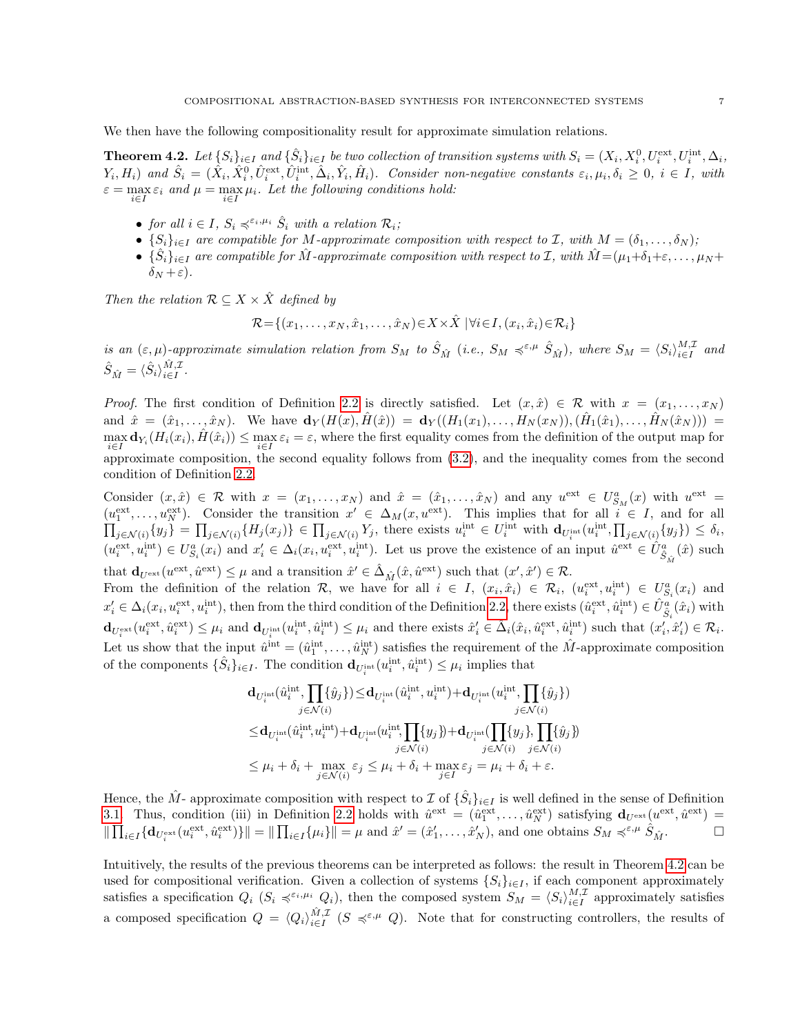We then have the following compositionality result for approximate simulation relations.

**Theorem 4.2.** *Let $\{S_i\}_{i\in I}$ and $\{\hat{S}_i\}_{i\in I}$ be two collection of transition systems with $S_i = (X_i, X_i^0, U_i^{\text{ext}}, U_i^{\text{int}}, \Delta_i, Y_i, H_i)$ and $\hat{S}_i = (\hat{X}_i, \hat{X}_i^0, \hat{U}_i^{\text{ext}}, \hat{U}_i^{\text{int}}, \hat{\Delta}_i, \hat{Y}_i, \hat{H}_i)$. Consider non-negative constants $\varepsilon_i, \mu_i, \delta_i \geq 0$, $i \in I$, with $\varepsilon = \max_{i\in I} \varepsilon_i$ and $\mu = \max_{i\in I} \mu_i$. Let the following conditions hold:*

- *for all $i \in I$, $S_i \preccurlyeq^{\varepsilon_i,\mu_i} \hat{S}_i$ with a relation $\mathcal{R}_i$;*
- *$\{S_i\}_{i\in I}$ are compatible for $M$-approximate composition with respect to $\mathcal{I}$, with $M = (\delta_1, \ldots, \delta_N)$;*
- *$\{\hat{S}_i\}_{i\in I}$ are compatible for $\hat{M}$-approximate composition with respect to $\mathcal{I}$, with $\hat{M} = (\mu_1+\delta_1+\varepsilon, \ldots, \mu_N+\delta_N+\varepsilon)$.*

*Then the relation $\mathcal{R} \subseteq X \times \hat{X}$ defined by*

$$\mathcal{R} = \{(x_1, \ldots, x_N, \hat{x}_1, \ldots, \hat{x}_N) \in X \times \hat{X} \mid \forall i \in I, (x_i, \hat{x}_i) \in \mathcal{R}_i\}$$

*is an $(\varepsilon, \mu)$-approximate simulation relation from $S_M$ to $\hat{S}_{\hat{M}}$ (i.e., $S_M \preccurlyeq^{\varepsilon,\mu} \hat{S}_{\hat{M}}$), where $S_M = \langle S_i \rangle_{i\in I}^{M,\mathcal{I}}$ and $\hat{S}_{\hat{M}} = \langle \hat{S}_i \rangle_{i\in I}^{\hat{M},\mathcal{I}}$.*

*Proof.* The first condition of Definition 2.2 is directly satisfied. Let $(x, \hat{x}) \in \mathcal{R}$ with $x = (x_1, \ldots, x_N)$ and $\hat{x} = (\hat{x}_1, \ldots, \hat{x}_N)$. We have $\mathbf{d}_Y(H(x), \hat{H}(\hat{x})) = \mathbf{d}_Y((H_1(x_1), \ldots, H_N(x_N)), (\hat{H}_1(\hat{x}_1), \ldots, \hat{H}_N(\hat{x}_N))) = \max_{i\in I} \mathbf{d}_{Y_i}(H_i(x_i), \hat{H}(\hat{x}_i)) \leq \max_{i\in I} \varepsilon_i = \varepsilon$, where the first equality comes from the definition of the output map for approximate composition, the second equality follows from (3.2), and the inequality comes from the second condition of Definition 2.2.

Consider $(x, \hat{x}) \in \mathcal{R}$ with $x = (x_1, \ldots, x_N)$ and $\hat{x} = (\hat{x}_1, \ldots, \hat{x}_N)$ and any $u^{\text{ext}} \in U^a_{S_M}(x)$ with $u^{\text{ext}} = (u_1^{\text{ext}}, \ldots, u_N^{\text{ext}})$. Consider the transition $x' \in \Delta_M(x, u^{\text{ext}})$. This implies that for all $i \in I$, and for all $\prod_{j\in\mathcal{N}(i)}\{y_j\} = \prod_{j\in\mathcal{N}(i)}\{H_j(x_j)\} \in \prod_{j\in\mathcal{N}(i)} Y_j$, there exists $u_i^{\text{int}} \in U_i^{\text{int}}$ with $\mathbf{d}_{U_i^{\text{int}}}(u_i^{\text{int}}, \prod_{j\in\mathcal{N}(i)}\{y_j\}) \leq \delta_i$, $(u_i^{\text{ext}}, u_i^{\text{int}}) \in U^a_{S_i}(x_i)$ and $x_i' \in \Delta_i(x_i, u_i^{\text{ext}}, u_i^{\text{int}})$. Let us prove the existence of an input $\hat{u}^{\text{ext}} \in \hat{U}^a_{\hat{S}_{\hat{M}}}(\hat{x})$ such that $\mathbf{d}_{U^{\text{ext}}}(u^{\text{ext}}, \hat{u}^{\text{ext}}) \leq \mu$ and a transition $\hat{x}' \in \hat{\Delta}_{\hat{M}}(\hat{x}, \hat{u}^{\text{ext}})$ such that $(x', \hat{x}') \in \mathcal{R}$.
From the definition of the relation $\mathcal{R}$, we have for all $i \in I$, $(x_i, \hat{x}_i) \in \mathcal{R}_i$, $(u_i^{\text{ext}}, u_i^{\text{int}}) \in U^a_{S_i}(x_i)$ and $x_i' \in \Delta_i(x_i, u_i^{\text{ext}}, u_i^{\text{int}})$, then from the third condition of the Definition 2.2, there exists $(\hat{u}_i^{\text{ext}}, \hat{u}_i^{\text{int}}) \in \hat{U}^a_{\hat{S}_i}(\hat{x}_i)$ with $\mathbf{d}_{U_i^{\text{ext}}}(u_i^{\text{ext}}, \hat{u}_i^{\text{ext}}) \leq \mu_i$ and $\mathbf{d}_{U_i^{\text{int}}}(u_i^{\text{int}}, \hat{u}_i^{\text{int}}) \leq \mu_i$ and there exists $\hat{x}_i' \in \hat{\Delta}_i(\hat{x}_i, \hat{u}_i^{\text{ext}}, \hat{u}_i^{\text{int}})$ such that $(x_i', \hat{x}_i') \in \mathcal{R}_i$.
Let us show that the input $\hat{u}^{\text{int}} = (\hat{u}_1^{\text{int}}, \ldots, \hat{u}_N^{\text{int}})$ satisfies the requirement of the $\hat{M}$-approximate composition of the components $\{\hat{S}_i\}_{i\in I}$. The condition $\mathbf{d}_{U_i^{\text{int}}}(u_i^{\text{int}}, \hat{u}_i^{\text{int}}) \leq \mu_i$ implies that

$$\begin{aligned}
\mathbf{d}_{U_i^{\text{int}}}(\hat{u}_i^{\text{int}}, \prod_{j\in\mathcal{N}(i)}\{\hat{y}_j\}) &\leq \mathbf{d}_{U_i^{\text{int}}}(\hat{u}_i^{\text{int}}, u_i^{\text{int}}) + \mathbf{d}_{U_i^{\text{int}}}(u_i^{\text{int}}, \prod_{j\in\mathcal{N}(i)}\{\hat{y}_j\}) \\
&\leq \mathbf{d}_{U_i^{\text{int}}}(\hat{u}_i^{\text{int}}, u_i^{\text{int}}) + \mathbf{d}_{U_i^{\text{int}}}(u_i^{\text{int}}, \prod_{j\in\mathcal{N}(i)}\{y_j\}) + \mathbf{d}_{U_i^{\text{int}}}(\prod_{j\in\mathcal{N}(i)}\{y_j\}, \prod_{j\in\mathcal{N}(i)}\{\hat{y}_j\}) \\
&\leq \mu_i + \delta_i + \max_{j\in\mathcal{N}(i)} \varepsilon_j \leq \mu_i + \delta_i + \max_{j\in I} \varepsilon_j = \mu_i + \delta_i + \varepsilon.
\end{aligned}$$

Hence, the $\hat{M}$- approximate composition with respect to $\mathcal{I}$ of $\{\hat{S}_i\}_{i\in I}$ is well defined in the sense of Definition 3.1. Thus, condition (iii) in Definition 2.2 holds with $\hat{u}^{\text{ext}} = (\hat{u}_1^{\text{ext}}, \ldots, \hat{u}_N^{\text{ext}})$ satisfying $\mathbf{d}_{U^{\text{ext}}}(u^{\text{ext}}, \hat{u}^{\text{ext}}) = \| \prod_{i\in I}\{\mathbf{d}_{U_i^{\text{ext}}}(u_i^{\text{ext}}, \hat{u}_i^{\text{ext}})\}\| = \|\prod_{i\in I}\{\mu_i\}\| = \mu$ and $\hat{x}' = (\hat{x}_1', \ldots, \hat{x}_N')$, and one obtains $S_M \preccurlyeq^{\varepsilon,\mu} \hat{S}_{\hat{M}}$. $\square$

Intuitively, the results of the previous theorems can be interpreted as follows: the result in Theorem 4.2 can be used for compositional verification. Given a collection of systems $\{S_i\}_{i\in I}$, if each component approximately satisfies a specification $Q_i$ ($S_i \preccurlyeq^{\varepsilon_i,\mu_i} Q_i$), then the composed system $S_M = \langle S_i \rangle_{i\in I}^{M,\mathcal{I}}$ approximately satisfies a composed specification $Q = \langle Q_i \rangle_{i\in I}^{\hat{M},\mathcal{I}}$ ($S \preccurlyeq^{\varepsilon,\mu} Q$). Note that for constructing controllers, the results of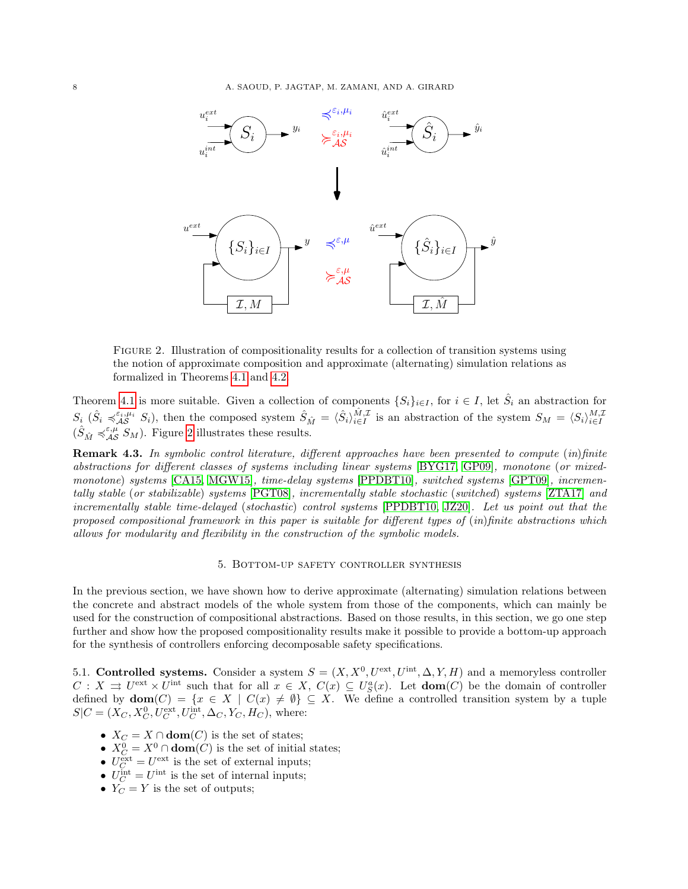FIGURE 2. Illustration of compositionality results for a collection of transition systems using the notion of approximate composition and approximate (alternating) simulation relations as formalized in Theorems 4.1 and 4.2.

Theorem 4.1 is more suitable. Given a collection of components $\{S_i\}_{i\in I}$, for $i \in I$, let $\hat{S}_i$ an abstraction for $S_i$ ($\hat{S}_i \preccurlyeq_{\mathcal{AS}}^{\varepsilon_i,\mu_i} S_i$), then the composed system $\hat{S}_{\hat{M}} = \langle \hat{S}_i \rangle_{i\in I}^{\hat{M},\mathcal{I}}$ is an abstraction of the system $S_M = \langle S_i \rangle_{i\in I}^{M,\mathcal{I}}$ ($\hat{S}_{\hat{M}} \preccurlyeq_{\mathcal{AS}}^{\varepsilon,\mu} S_M$). Figure 2 illustrates these results.

**Remark 4.3.** *In symbolic control literature, different approaches have been presented to compute (in)finite abstractions for different classes of systems including linear systems [BYG17, GP09], monotone (or mixed-monotone) systems [CA15, MGW15], time-delay systems [PPDBT10], switched systems [GPT09], incrementally stable (or stabilizable) systems [PGT08], incrementally stable stochastic (switched) systems [ZTA17] and incrementally stable time-delayed (stochastic) control systems [PPDBT10, JZ20]. Let us point out that the proposed compositional framework in this paper is suitable for different types of (in)finite abstractions which allows for modularity and flexibility in the construction of the symbolic models.*

## 5. Bottom-up safety controller synthesis

In the previous section, we have shown how to derive approximate (alternating) simulation relations between the concrete and abstract models of the whole system from those of the components, which can mainly be used for the construction of compositional abstractions. Based on those results, in this section, we go one step further and show how the proposed compositionality results make it possible to provide a bottom-up approach for the synthesis of controllers enforcing decomposable safety specifications.

5.1. **Controlled systems.** Consider a system $S = (X, X^0, U^{\text{ext}}, U^{\text{int}}, \Delta, Y, H)$ and a memoryless controller $C : X \rightrightarrows U^{\text{ext}} \times U^{\text{int}}$ such that for all $x \in X$, $C(x) \subseteq U_S^a(x)$. Let $\mathbf{dom}(C)$ be the domain of controller defined by $\mathbf{dom}(C) = \{x \in X \mid C(x) \neq \emptyset\} \subseteq X$. We define a controlled transition system by a tuple $S|C = (X_C, X_C^0, U_C^{\text{ext}}, U_C^{\text{int}}, \Delta_C, Y_C, H_C)$, where:

- $X_C = X \cap \mathbf{dom}(C)$ is the set of states;
- $X_C^0 = X^0 \cap \mathbf{dom}(C)$ is the set of initial states;
- $U_C^{\text{ext}} = U^{\text{ext}}$ is the set of external inputs;
- $U_C^{\text{int}} = U^{\text{int}}$ is the set of internal inputs;
- $Y_C = Y$ is the set of outputs;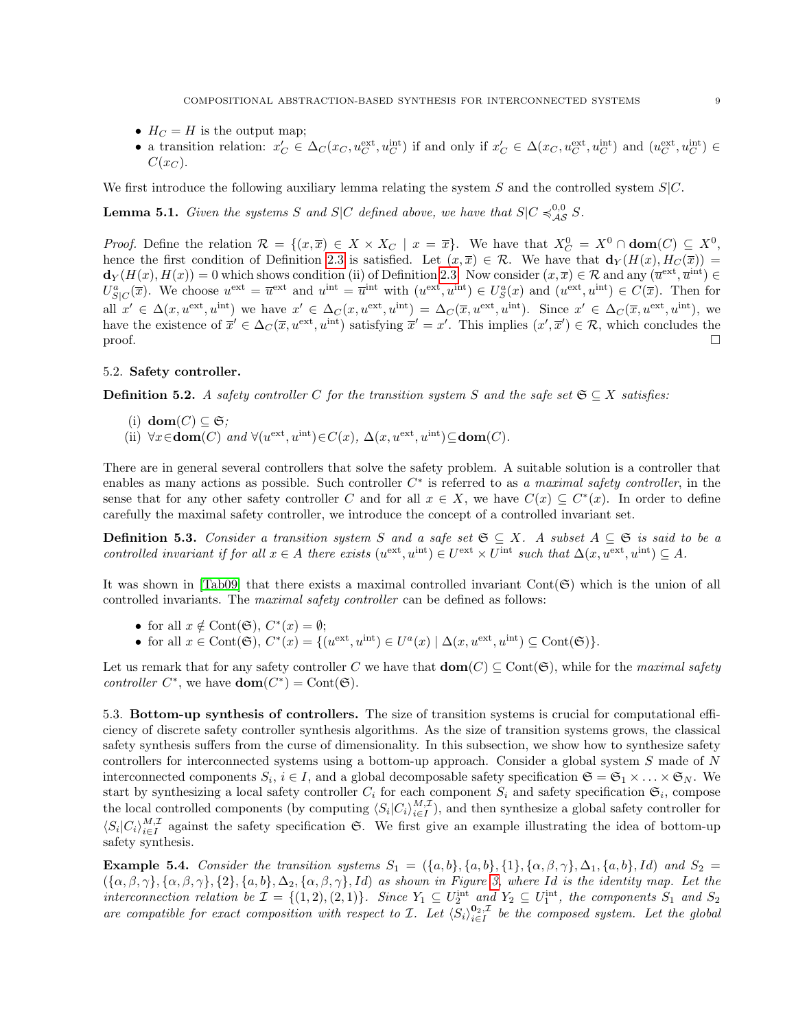- $H_C = H$ is the output map;
- a transition relation: $x'_C \in \Delta_C(x_C, u_C^{\text{ext}}, u_C^{\text{int}})$ if and only if $x'_C \in \Delta(x_C, u_C^{\text{ext}}, u_C^{\text{int}})$ and $(u_C^{\text{ext}}, u_C^{\text{int}}) \in C(x_C)$.

We first introduce the following auxiliary lemma relating the system $S$ and the controlled system $S|C$.

**Lemma 5.1.** *Given the systems $S$ and $S|C$ defined above, we have that $S|C \preccurlyeq_{\mathcal{AS}}^{0,0} S$.*

*Proof.* Define the relation $\mathcal{R} = \{(x, \overline{x}) \in X \times X_C \mid x = \overline{x}\}$. We have that $X_C^0 = X^0 \cap \mathbf{dom}(C) \subseteq X^0$, hence the first condition of Definition 2.3 is satisfied. Let $(x, \overline{x}) \in \mathcal{R}$. We have that $\mathbf{d}_Y(H(x), H_C(\overline{x})) = \mathbf{d}_Y(H(x), H(x)) = 0$ which shows condition (ii) of Definition 2.3. Now consider $(x, \overline{x}) \in \mathcal{R}$ and any $(\overline{u}^{\text{ext}}, \overline{u}^{\text{int}}) \in U_{S|C}^a(\overline{x})$. We choose $u^{\text{ext}} = \overline{u}^{\text{ext}}$ and $u^{\text{int}} = \overline{u}^{\text{int}}$ with $(u^{\text{ext}}, u^{\text{int}}) \in U_S^a(x)$ and $(u^{\text{ext}}, u^{\text{int}}) \in C(\overline{x})$. Then for all $x' \in \Delta(x, u^{\text{ext}}, u^{\text{int}})$ we have $x' \in \Delta_C(x, u^{\text{ext}}, u^{\text{int}}) = \Delta_C(\overline{x}, u^{\text{ext}}, u^{\text{int}})$. Since $x' \in \Delta_C(\overline{x}, u^{\text{ext}}, u^{\text{int}})$, we have the existence of $\overline{x}' \in \Delta_C(\overline{x}, u^{\text{ext}}, u^{\text{int}})$ satisfying $\overline{x}' = x'$. This implies $(x', \overline{x}') \in \mathcal{R}$, which concludes the proof. $\square$

### 5.2. Safety controller.

**Definition 5.2.** *A safety controller $C$ for the transition system $S$ and the safe set $\mathfrak{S} \subseteq X$ satisfies:*

(i) $\mathbf{dom}(C) \subseteq \mathfrak{S}$;
(ii) $\forall x \in \mathbf{dom}(C)$ *and* $\forall (u^{\text{ext}}, u^{\text{int}}) \in C(x)$, $\Delta(x, u^{\text{ext}}, u^{\text{int}}) \subseteq \mathbf{dom}(C)$.

There are in general several controllers that solve the safety problem. A suitable solution is a controller that enables as many actions as possible. Such controller $C^*$ is referred to as *a maximal safety controller*, in the sense that for any other safety controller $C$ and for all $x \in X$, we have $C(x) \subseteq C^*(x)$. In order to define carefully the maximal safety controller, we introduce the concept of a controlled invariant set.

**Definition 5.3.** *Consider a transition system $S$ and a safe set $\mathfrak{S} \subseteq X$. A subset $A \subseteq \mathfrak{S}$ is said to be a controlled invariant if for all $x \in A$ there exists $(u^{\text{ext}}, u^{\text{int}}) \in U^{\text{ext}} \times U^{\text{int}}$ such that $\Delta(x, u^{\text{ext}}, u^{\text{int}}) \subseteq A$.*

It was shown in [Tab09] that there exists a maximal controlled invariant $\text{Cont}(\mathfrak{S})$ which is the union of all controlled invariants. The *maximal safety controller* can be defined as follows:

- for all $x \notin \text{Cont}(\mathfrak{S})$, $C^*(x) = \emptyset$;
- for all $x \in \text{Cont}(\mathfrak{S})$, $C^*(x) = \{(u^{\text{ext}}, u^{\text{int}}) \in U^a(x) \mid \Delta(x, u^{\text{ext}}, u^{\text{int}}) \subseteq \text{Cont}(\mathfrak{S})\}$.

Let us remark that for any safety controller $C$ we have that $\mathbf{dom}(C) \subseteq \text{Cont}(\mathfrak{S})$, while for the *maximal safety controller* $C^*$, we have $\mathbf{dom}(C^*) = \text{Cont}(\mathfrak{S})$.

### 5.3. Bottom-up synthesis of controllers.

The size of transition systems is crucial for computational efficiency of discrete safety controller synthesis algorithms. As the size of transition systems grows, the classical safety synthesis suffers from the curse of dimensionality. In this subsection, we show how to synthesize safety controllers for interconnected systems using a bottom-up approach. Consider a global system $S$ made of $N$ interconnected components $S_i$, $i \in I$, and a global decomposable safety specification $\mathfrak{S} = \mathfrak{S}_1 \times \ldots \times \mathfrak{S}_N$. We start by synthesizing a local safety controller $C_i$ for each component $S_i$ and safety specification $\mathfrak{S}_i$, compose the local controlled components (by computing $\langle S_i|C_i\rangle_{i \in I}^{M,\mathcal{I}}$), and then synthesize a global safety controller for $\langle S_i|C_i\rangle_{i \in I}^{M,\mathcal{I}}$ against the safety specification $\mathfrak{S}$. We first give an example illustrating the idea of bottom-up safety synthesis.

**Example 5.4.** *Consider the transition systems $S_1 = (\{a, b\}, \{a, b\}, \{1\}, \{\alpha, \beta, \gamma\}, \Delta_1, \{a, b\}, Id)$ and $S_2 = (\{\alpha, \beta, \gamma\}, \{\alpha, \beta, \gamma\}, \{2\}, \{a, b\}, \Delta_2, \{\alpha, \beta, \gamma\}, Id)$ as shown in Figure 3, where $Id$ is the identity map. Let the interconnection relation be $\mathcal{I} = \{(1, 2), (2, 1)\}$. Since $Y_1 \subseteq U_2^{\text{int}}$ and $Y_2 \subseteq U_1^{\text{int}}$, the components $S_1$ and $S_2$ are compatible for exact composition with respect to $\mathcal{I}$. Let $\langle S_i\rangle_{i \in I}^{\mathbf{0}_2,\mathcal{I}}$ be the composed system. Let the global*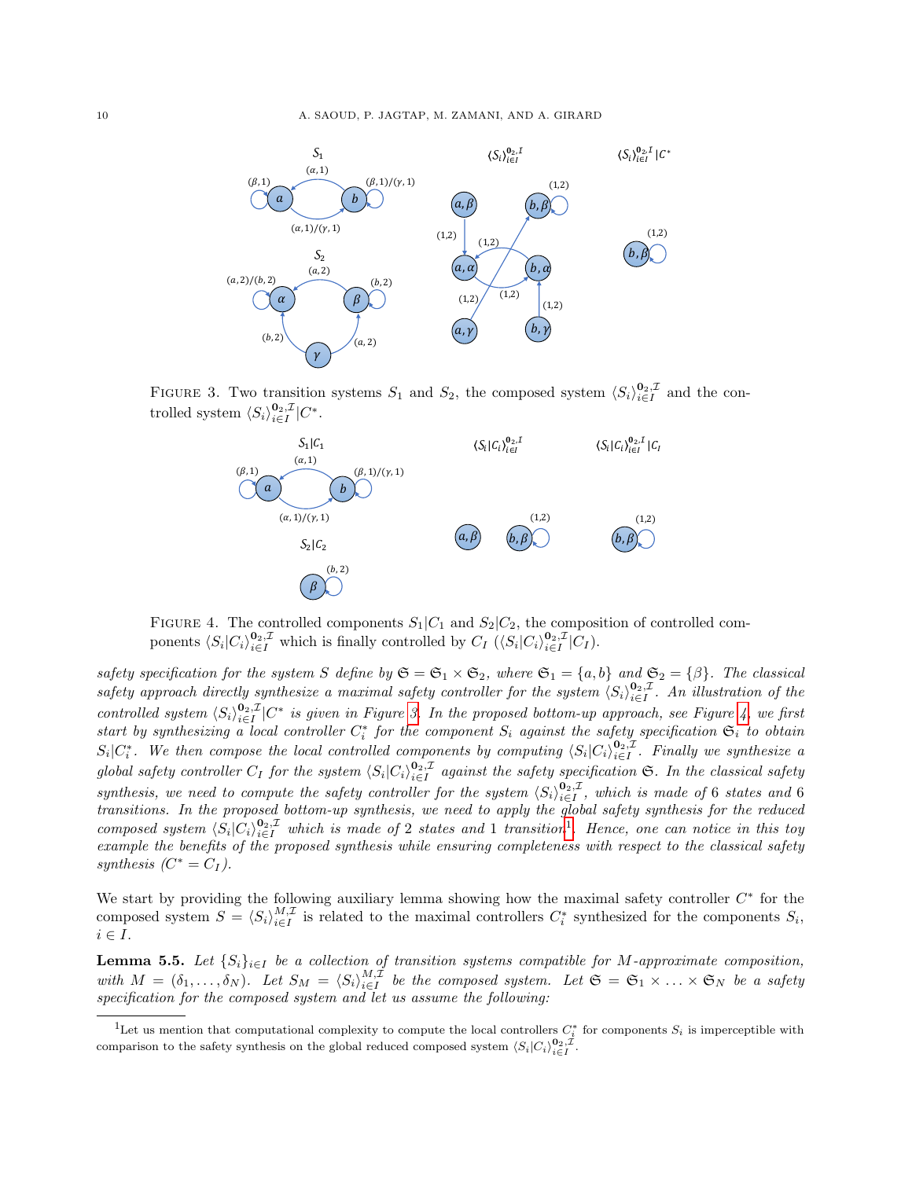FIGURE 3. Two transition systems $S_1$ and $S_2$, the composed system $\langle S_i\rangle_{i\in I}^{\mathbf{0}_2,\mathcal{I}}$ and the controlled system $\langle S_i\rangle_{i\in I}^{\mathbf{0}_2,\mathcal{I}}|C^*$.

FIGURE 4. The controlled components $S_1|C_1$ and $S_2|C_2$, the composition of controlled components $\langle S_i|C_i\rangle_{i\in I}^{\mathbf{0}_2,\mathcal{I}}$ which is finally controlled by $C_I$ ($\langle S_i|C_i\rangle_{i\in I}^{\mathbf{0}_2,\mathcal{I}}|C_I$).

*safety specification for the system $S$ define by $\mathfrak{S} = \mathfrak{S}_1 \times \mathfrak{S}_2$, where $\mathfrak{S}_1 = \{a, b\}$ and $\mathfrak{S}_2 = \{\beta\}$. The classical safety approach directly synthesize a maximal safety controller for the system $\langle S_i\rangle_{i\in I}^{\mathbf{0}_2,\mathcal{I}}$. An illustration of the controlled system $\langle S_i\rangle_{i\in I}^{\mathbf{0}_2,\mathcal{I}}|C^*$ is given in Figure 3. In the proposed bottom-up approach, see Figure 4, we first start by synthesizing a local controller $C_i^*$ for the component $S_i$ against the safety specification $\mathfrak{S}_i$ to obtain $S_i|C_i^*$. We then compose the local controlled components by computing $\langle S_i|C_i\rangle_{i\in I}^{\mathbf{0}_2,\mathcal{I}}$. Finally we synthesize a global safety controller $C_I$ for the system $\langle S_i|C_i\rangle_{i\in I}^{\mathbf{0}_2,\mathcal{I}}$ against the safety specification $\mathfrak{S}$. In the classical safety synthesis, we need to compute the safety controller for the system $\langle S_i\rangle_{i\in I}^{\mathbf{0}_2,\mathcal{I}}$, which is made of 6 states and 6 transitions. In the proposed bottom-up synthesis, we need to apply the global safety synthesis for the reduced composed system $\langle S_i|C_i\rangle_{i\in I}^{\mathbf{0}_2,\mathcal{I}}$ which is made of 2 states and 1 transition[1]. Hence, one can notice in this toy example the benefits of the proposed synthesis while ensuring completeness with respect to the classical safety synthesis ($C^* = C_I$).*

We start by providing the following auxiliary lemma showing how the maximal safety controller $C^*$ for the composed system $S = \langle S_i\rangle_{i\in I}^{M,\mathcal{I}}$ is related to the maximal controllers $C_i^*$ synthesized for the components $S_i$, $i \in I$.

**Lemma 5.5.** *Let $\{S_i\}_{i\in I}$ be a collection of transition systems compatible for $M$-approximate composition, with $M = (\delta_1, \dots, \delta_N)$. Let $S_M = \langle S_i\rangle_{i\in I}^{M,\mathcal{I}}$ be the composed system. Let $\mathfrak{S} = \mathfrak{S}_1 \times \ldots \times \mathfrak{S}_N$ be a safety specification for the composed system and let us assume the following:*

[1]Let us mention that computational complexity to compute the local controllers $C_i^*$ for components $S_i$ is imperceptible with comparison to the safety synthesis on the global reduced composed system $\langle S_i|C_i\rangle_{i\in I}^{\mathbf{0}_2,\mathcal{I}}$.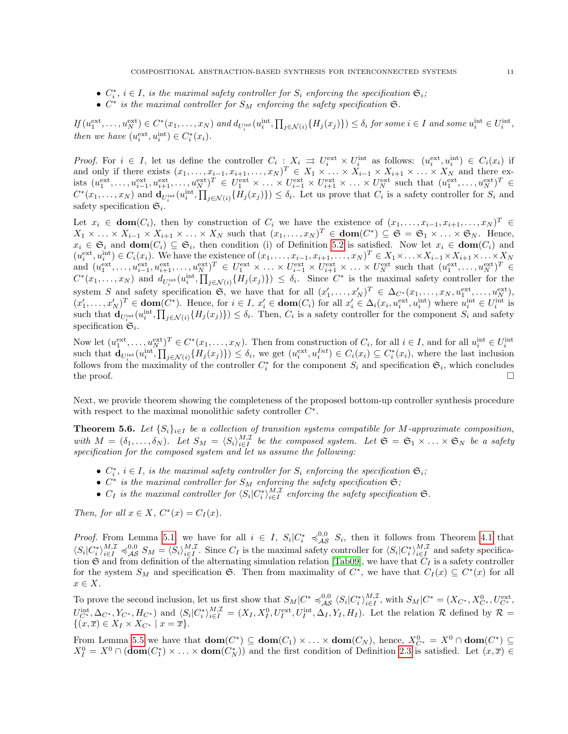- $C_i^*$, $i \in I$, *is the maximal safety controller for* $S_i$ *enforcing the specification* $\mathfrak{S}_i$;
- $C^*$ *is the maximal controller for* $S_M$ *enforcing the safety specification* $\mathfrak{S}$.

*If* $(u_1^{\text{ext}}, \ldots, u_N^{\text{ext}}) \in C^*(x_1, \ldots, x_N)$ *and* $d_{U_i^{\text{int}}}(u_i^{\text{int}}, \prod_{j \in \mathcal{N}(i)} \{H_j(x_j)\}) \leq \delta_i$ *for some* $i \in I$ *and some* $u_i^{\text{int}} \in U_i^{\text{int}}$, *then we have* $(u_i^{\text{ext}}, u_i^{\text{int}}) \in C_i^*(x_i)$.

*Proof.* For $i \in I$, let us define the controller $C_i : X_i \rightrightarrows U_i^{\text{ext}} \times U_i^{\text{int}}$ as follows: $(u_i^{\text{ext}}, u_i^{\text{int}}) \in C_i(x_i)$ if and only if there exists $(x_1, \ldots, x_{i-1}, x_{i+1}, \ldots, x_N)^T \in X_1 \times \ldots \times X_{i-1} \times X_{i+1} \times \ldots \times X_N$ and there exists $(u_1^{\text{ext}}, \ldots, u_{i-1}^{\text{ext}}, u_{i+1}^{\text{ext}}, \ldots, u_N^{\text{ext}})^T \in U_1^{\text{ext}} \times \ldots \times U_{i-1}^{\text{ext}} \times U_{i+1}^{\text{ext}} \times \ldots \times U_N^{\text{ext}}$ such that $(u_1^{\text{ext}}, \ldots, u_N^{\text{ext}})^T \in C^*(x_1, \ldots, x_N)$ and $\mathbf{d}_{U_i^{\text{int}}}(u_i^{\text{int}}, \prod_{j \in \mathcal{N}(i)} \{H_j(x_j)\}) \leq \delta_i$. Let us prove that $C_i$ is a safety controller for $S_i$ and safety specification $\mathfrak{S}_i$.

Let $x_i \in \mathbf{dom}(C_i)$, then by construction of $C_i$ we have the existence of $(x_1, \ldots, x_{i-1}, x_{i+1}, \ldots, x_N)^T \in X_1 \times \ldots \times X_{i-1} \times X_{i+1} \times \ldots \times X_N$ such that $(x_1, \ldots, x_N)^T \in \mathbf{dom}(C^*) \subseteq \mathfrak{S} = \mathfrak{S}_1 \times \ldots \times \mathfrak{S}_N$. Hence, $x_i \in \mathfrak{S}_i$ and $\mathbf{dom}(C_i) \subseteq \mathfrak{S}_i$, then condition (i) of Definition 5.2 is satisfied. Now let $x_i \in \mathbf{dom}(C_i)$ and $(u_i^{\text{ext}}, u_i^{\text{int}}) \in C_i(x_i)$. We have the existence of $(x_1, \ldots, x_{i-1}, x_{i+1}, \ldots, x_N)^T \in X_1 \times \ldots \times X_{i-1} \times X_{i+1} \times \ldots \times X_N$ and $(u_1^{\text{ext}}, \ldots, u_{i-1}^{\text{ext}}, u_{i+1}^{\text{ext}}, \ldots, u_N^{\text{ext}})^T \in U_1^{\text{ext}} \times \ldots \times U_{i-1}^{\text{ext}} \times U_{i+1}^{\text{ext}} \times \ldots \times U_N^{\text{ext}}$ such that $(u_1^{\text{ext}}, \ldots, u_N^{\text{ext}})^T \in C^*(x_1, \ldots, x_N)$ and $d_{U_i^{\text{int}}}(u_i^{\text{int}}, \prod_{j \in \mathcal{N}(i)} \{H_j(x_j)\}) \leq \delta_i$. Since $C^*$ is the maximal safety controller for the system $S$ and safety specification $\mathfrak{S}$, we have that for all $(x_1', \ldots, x_N')^T \in \Delta_{C^*}(x_1, \ldots, x_N, u_1^{\text{ext}}, \ldots, u_N^{\text{ext}})$, $(x_1', \ldots, x_N')^T \in \mathbf{dom}(C^*)$. Hence, for $i \in I$, $x_i' \in \mathbf{dom}(C_i)$ for all $x_i' \in \Delta_i(x_i, u_i^{\text{ext}}, u_i^{\text{int}})$ where $u_i^{\text{int}} \in U_i^{\text{int}}$ is such that $\mathbf{d}_{U_i^{\text{int}}}(u_i^{\text{int}}, \prod_{j \in \mathcal{N}(i)} \{H_j(x_j)\}) \leq \delta_i$. Then, $C_i$ is a safety controller for the component $S_i$ and safety specification $\mathfrak{S}_i$.

Now let $(u_1^{\text{ext}}, \ldots, u_N^{\text{ext}})^T \in C^*(x_1, \ldots, x_N)$. Then from construction of $C_i$, for all $i \in I$, and for all $u_i^{\text{int}} \in U_i^{\text{int}}$ such that $\mathbf{d}_{U_i^{\text{int}}}(u_i^{\text{int}}, \prod_{j \in \mathcal{N}(i)} \{H_j(x_j)\}) \leq \delta_i$, we get $(u_i^{\text{ext}}, u_i^{Int}) \in C_i(x_i) \subseteq C_i^*(x_i)$, where the last inclusion follows from the maximality of the controller $C_i^*$ for the component $S_i$ and specification $\mathfrak{S}_i$, which concludes the proof. $\square$

Next, we provide theorem showing the completeness of the proposed bottom-up controller synthesis procedure with respect to the maximal monolithic safety controller $C^*$.

**Theorem 5.6.** *Let* $\{S_i\}_{i \in I}$ *be a collection of transition systems compatible for* $M$*-approximate composition, with* $M = (\delta_1, \ldots, \delta_N)$. *Let* $S_M = \langle S_i \rangle_{i \in I}^{M, \mathcal{I}}$ *be the composed system. Let* $\mathfrak{S} = \mathfrak{S}_1 \times \ldots \times \mathfrak{S}_N$ *be a safety specification for the composed system and let us assume the following:*

- $C_i^*$, $i \in I$, *is the maximal safety controller for* $S_i$ *enforcing the specification* $\mathfrak{S}_i$;
- $C^*$ *is the maximal controller for* $S_M$ *enforcing the safety specification* $\mathfrak{S}$;
- $C_I$ *is the maximal controller for* $\langle S_i | C_i^* \rangle_{i \in I}^{M, \mathcal{I}}$ *enforcing the safety specification* $\mathfrak{S}$.

*Then, for all* $x \in X$, $C^*(x) = C_I(x)$.

*Proof.* From Lemma 5.1 we have for all $i \in I$, $S_i | C_i^* \preccurlyeq_{\mathcal{AS}}^{0,0} S_i$, then it follows from Theorem 4.1 that $\langle S_i | C_i^* \rangle_{i \in I}^{M, \mathcal{I}} \preccurlyeq_{\mathcal{AS}}^{0,0} S_M = \langle S_i \rangle_{i \in I}^{M, \mathcal{I}}$. Since $C_I$ is the maximal safety controller for $\langle S_i | C_i^* \rangle_{i \in I}^{M, \mathcal{I}}$ and safety specification $\mathfrak{S}$ and from definition of the alternating simulation relation [Tab09], we have that $C_I$ is a safety controller for the system $S_M$ and specification $\mathfrak{S}$. Then from maximality of $C^*$, we have that $C_I(x) \subseteq C^*(x)$ for all $x \in X$.

To prove the second inclusion, let us first show that $S_M | C^* \preccurlyeq_{\mathcal{AS}}^{0,0} \langle S_i | C_i^* \rangle_{i \in I}^{M, \mathcal{I}}$, with $S_M | C^* = (X_{C^*}, X_{C^*}^0, U_{C^*}^{\text{ext}}, U_{C^*}^{\text{int}}, \Delta_{C^*}, Y_{C^*}, H_{C^*})$ and $\langle S_i | C_i^* \rangle_{i \in I}^{M, \mathcal{I}} = (X_I, X_I^0, U_I^{\text{ext}}, U_I^{\text{int}}, \Delta_I, Y_I, H_I)$. Let the relation $\mathcal{R}$ defined by $\mathcal{R} = \{(x, \overline{x}) \in X_I \times X_{C^*} \mid x = \overline{x}\}$.

From Lemma 5.5 we have that $\mathbf{dom}(C^*) \subseteq \mathbf{dom}(C_1) \times \ldots \times \mathbf{dom}(C_N)$, hence, $X_{C^*}^0 = X^0 \cap \mathbf{dom}(C^*) \subseteq X_I^0 = X^0 \cap (\mathbf{dom}(C_1^*) \times \ldots \times \mathbf{dom}(C_N^*))$ and the first condition of Definition 2.3 is satisfied. Let $(x, \overline{x}) \in$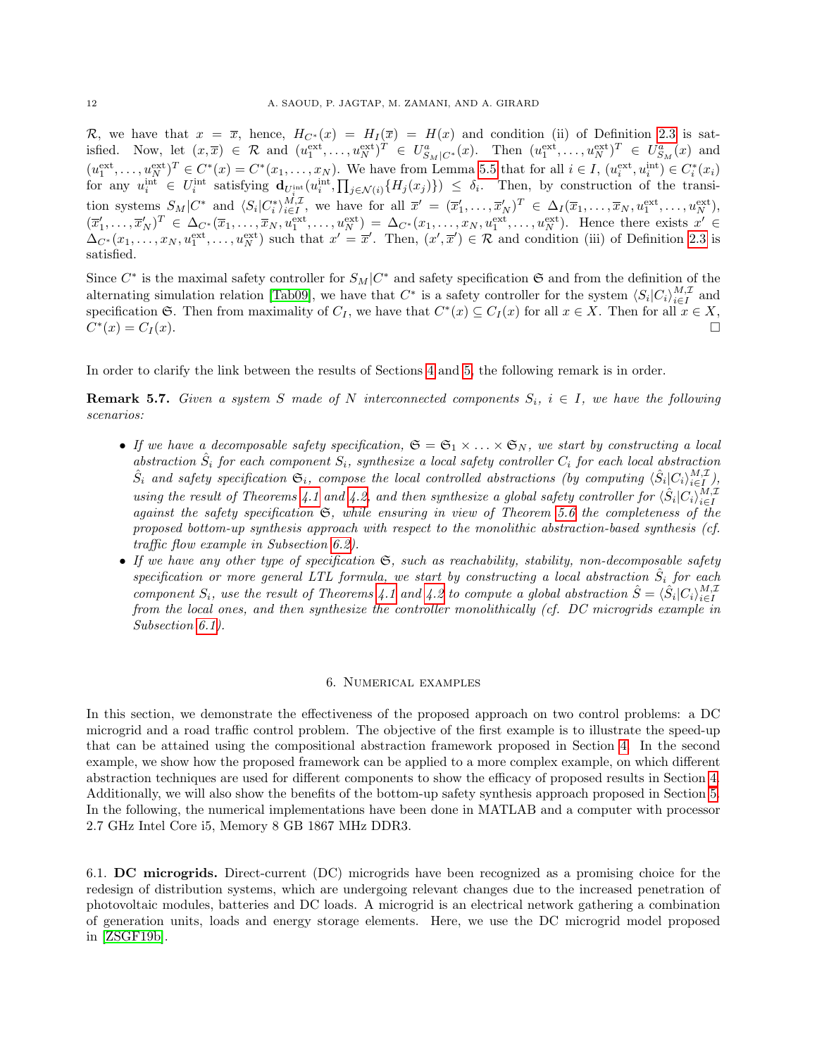$\mathcal{R}$, we have that $x = \overline{x}$, hence, $H_{C^*}(x) = H_I(\overline{x}) = H(x)$ and condition (ii) of Definition 2.3 is satisfied. Now, let $(x, \overline{x}) \in \mathcal{R}$ and $(u_1^{\text{ext}}, \ldots, u_N^{\text{ext}})^T \in U^a_{S_M|C^*}(x)$. Then $(u_1^{\text{ext}}, \ldots, u_N^{\text{ext}})^T \in U^a_{S_M}(x)$ and $(u_1^{\text{ext}}, \ldots, u_N^{\text{ext}})^T \in C^*(x) = C^*(x_1, \ldots, x_N)$. We have from Lemma 5.5 that for all $i \in I$, $(u_i^{\text{ext}}, u_i^{\text{int}}) \in C_i^*(x_i)$ for any $u_i^{\text{int}} \in U_i^{\text{int}}$ satisfying $\mathbf{d}_{U_i^{\text{int}}}(u_i^{\text{int}}, \prod_{j \in \mathcal{N}(i)}\{H_j(x_j)\}) \leq \delta_i$. Then, by construction of the transition systems $S_M|C^*$ and $\langle S_i|C_i^*\rangle_{i\in I}^{M,\mathcal{I}}$, we have for all $\overline{x}' = (\overline{x}_1', \ldots, \overline{x}_N')^T \in \Delta_I(\overline{x}_1, \ldots, \overline{x}_N, u_1^{\text{ext}}, \ldots, u_N^{\text{ext}})$, $(\overline{x}_1', \ldots, \overline{x}_N')^T \in \Delta_{C^*}(\overline{x}_1, \ldots, \overline{x}_N, u_1^{\text{ext}}, \ldots, u_N^{\text{ext}}) = \Delta_{C^*}(x_1, \ldots, x_N, u_1^{\text{ext}}, \ldots, u_N^{\text{ext}})$. Hence there exists $x' \in \Delta_{C^*}(x_1, \ldots, x_N, u_1^{\text{ext}}, \ldots, u_N^{\text{ext}})$ such that $x' = \overline{x}'$. Then, $(x', \overline{x}') \in \mathcal{R}$ and condition (iii) of Definition 2.3 is satisfied.

Since $C^*$ is the maximal safety controller for $S_M|C^*$ and safety specification $\mathfrak{S}$ and from the definition of the alternating simulation relation [Tab09], we have that $C^*$ is a safety controller for the system $\langle S_i|C_i\rangle_{i\in I}^{M,\mathcal{I}}$ and specification $\mathfrak{S}$. Then from maximality of $C_I$, we have that $C^*(x) \subseteq C_I(x)$ for all $x \in X$. Then for all $x \in X$, $C^*(x) = C_I(x)$. □

In order to clarify the link between the results of Sections 4 and 5, the following remark is in order.

**Remark 5.7.** *Given a system $S$ made of $N$ interconnected components $S_i$, $i \in I$, we have the following scenarios:*

- *If we have a decomposable safety specification, $\mathfrak{S} = \mathfrak{S}_1 \times \ldots \times \mathfrak{S}_N$, we start by constructing a local abstraction $\hat{S}_i$ for each component $S_i$, synthesize a local safety controller $C_i$ for each local abstraction $\hat{S}_i$ and safety specification $\mathfrak{S}_i$, compose the local controlled abstractions (by computing $\langle \hat{S}_i|C_i\rangle_{i\in I}^{M,\mathcal{I}}$), using the result of Theorems 4.1 and 4.2, and then synthesize a global safety controller for $\langle \hat{S}_i|C_i\rangle_{i\in I}^{M,\mathcal{I}}$ against the safety specification $\mathfrak{S}$, while ensuring in view of Theorem 5.6 the completeness of the proposed bottom-up synthesis approach with respect to the monolithic abstraction-based synthesis (cf. traffic flow example in Subsection 6.2).*
- *If we have any other type of specification $\mathfrak{S}$, such as reachability, stability, non-decomposable safety specification or more general LTL formula, we start by constructing a local abstraction $\hat{S}_i$ for each component $S_i$, use the result of Theorems 4.1 and 4.2 to compute a global abstraction $\hat{S} = \langle \hat{S}_i|C_i\rangle_{i\in I}^{M,\mathcal{I}}$ from the local ones, and then synthesize the controller monolithically (cf. DC microgrids example in Subsection 6.1).*

## 6. Numerical examples

In this section, we demonstrate the effectiveness of the proposed approach on two control problems: a DC microgrid and a road traffic control problem. The objective of the first example is to illustrate the speed-up that can be attained using the compositional abstraction framework proposed in Section 4. In the second example, we show how the proposed framework can be applied to a more complex example, on which different abstraction techniques are used for different components to show the efficacy of proposed results in Section 4. Additionally, we will also show the benefits of the bottom-up safety synthesis approach proposed in Section 5. In the following, the numerical implementations have been done in MATLAB and a computer with processor 2.7 GHz Intel Core i5, Memory 8 GB 1867 MHz DDR3.

### 6.1. **DC microgrids.**

Direct-current (DC) microgrids have been recognized as a promising choice for the redesign of distribution systems, which are undergoing relevant changes due to the increased penetration of photovoltaic modules, batteries and DC loads. A microgrid is an electrical network gathering a combination of generation units, loads and energy storage elements. Here, we use the DC microgrid model proposed in [ZSGF19b].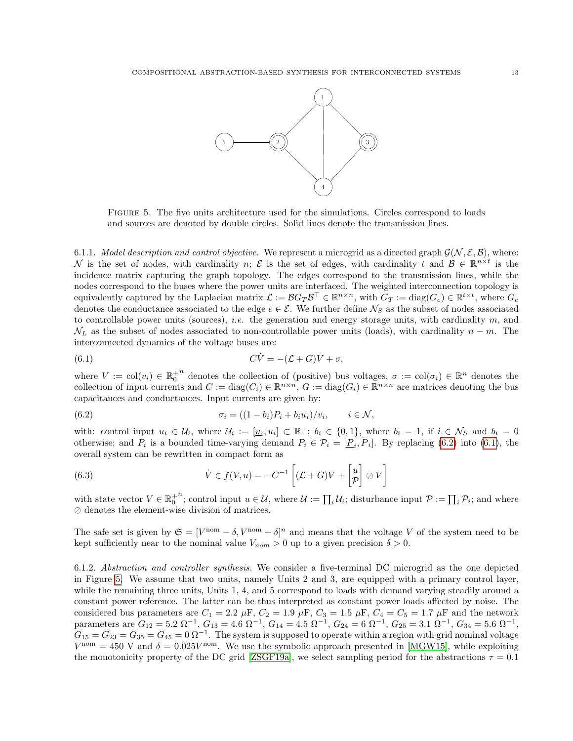FIGURE 5. The five units architecture used for the simulations. Circles correspond to loads and sources are denoted by double circles. Solid lines denote the transmission lines.

6.1.1. *Model description and control objective.* We represent a microgrid as a directed graph $\mathcal{G}(\mathcal{N}, \mathcal{E}, \mathcal{B})$, where: $\mathcal{N}$ is the set of nodes, with cardinality $n$; $\mathcal{E}$ is the set of edges, with cardinality $t$ and $\mathcal{B} \in \mathbb{R}^{n \times t}$ is the incidence matrix capturing the graph topology. The edges correspond to the transmission lines, while the nodes correspond to the buses where the power units are interfaced. The weighted interconnection topology is equivalently captured by the Laplacian matrix $\mathcal{L} := \mathcal{B} G_T \mathcal{B}^\top \in \mathbb{R}^{n \times n}$, with $G_T := \text{diag}(G_e) \in \mathbb{R}^{t \times t}$, where $G_e$ denotes the conductance associated to the edge $e \in \mathcal{E}$. We further define $\mathcal{N}_S$ as the subset of nodes associated to controllable power units (sources), *i.e.* the generation and energy storage units, with cardinality $m$, and $\mathcal{N}_L$ as the subset of nodes associated to non-controllable power units (loads), with cardinality $n - m$. The interconnected dynamics of the voltage buses are:

$$C\dot{V} = -(\mathcal{L} + G)V + \sigma, \tag{6.1}$$

where $V := \text{col}(v_i) \in {\mathbb{R}_0^+}^n$ denotes the collection of (positive) bus voltages, $\sigma := \text{col}(\sigma_i) \in \mathbb{R}^n$ denotes the collection of input currents and $C := \text{diag}(C_i) \in \mathbb{R}^{n \times n}$, $G := \text{diag}(G_i) \in \mathbb{R}^{n \times n}$ are matrices denoting the bus capacitances and conductances. Input currents are given by:

$$\sigma_i = ((1 - b_i)P_i + b_i u_i)/v_i, \qquad i \in \mathcal{N}, \tag{6.2}$$

with: control input $u_i \in \mathcal{U}_i$, where $\mathcal{U}_i := [\underline{u}_i, \overline{u}_i] \subset \mathbb{R}^+$; $b_i \in \{0, 1\}$, where $b_i = 1$, if $i \in \mathcal{N}_S$ and $b_i = 0$ otherwise; and $P_i$ is a bounded time-varying demand $P_i \in \mathcal{P}_i = [\underline{P}_i, \overline{P}_i]$. By replacing (6.2) into (6.1), the overall system can be rewritten in compact form as

$$\dot{V} \in f(V, u) = -C^{-1}\left[(\mathcal{L} + G)V + \begin{bmatrix} u \\ \mathcal{P} \end{bmatrix} \oslash V\right] \tag{6.3}$$

with state vector $V \in {\mathbb{R}_0^+}^n$; control input $u \in \mathcal{U}$, where $\mathcal{U} := \prod_i \mathcal{U}_i$; disturbance input $\mathcal{P} := \prod_i \mathcal{P}_i$; and where $\oslash$ denotes the element-wise division of matrices.

The safe set is given by $\mathfrak{S} = [V^{\text{nom}} - \delta, V^{\text{nom}} + \delta]^n$ and means that the voltage $V$ of the system need to be kept sufficiently near to the nominal value $V_{nom} > 0$ up to a given precision $\delta > 0$.

6.1.2. *Abstraction and controller synthesis.* We consider a five-terminal DC microgrid as the one depicted in Figure 5. We assume that two units, namely Units 2 and 3, are equipped with a primary control layer, while the remaining three units, Units 1, 4, and 5 correspond to loads with demand varying steadily around a constant power reference. The latter can be thus interpreted as constant power loads affected by noise. The considered bus parameters are $C_1 = 2.2$ $\mu$F, $C_2 = 1.9$ $\mu$F, $C_3 = 1.5$ $\mu$F, $C_4 = C_5 = 1.7$ $\mu$F and the network parameters are $G_{12} = 5.2$ $\Omega^{-1}$, $G_{13} = 4.6$ $\Omega^{-1}$, $G_{14} = 4.5$ $\Omega^{-1}$, $G_{24} = 6$ $\Omega^{-1}$, $G_{25} = 3.1$ $\Omega^{-1}$, $G_{34} = 5.6$ $\Omega^{-1}$, $G_{15} = G_{23} = G_{35} = G_{45} = 0$ $\Omega^{-1}$. The system is supposed to operate within a region with grid nominal voltage $V^{\text{nom}} = 450$ V and $\delta = 0.025 V^{\text{nom}}$. We use the symbolic approach presented in [MGW15], while exploiting the monotonicity property of the DC grid [ZSGF19a], we select sampling period for the abstractions $\tau = 0.1$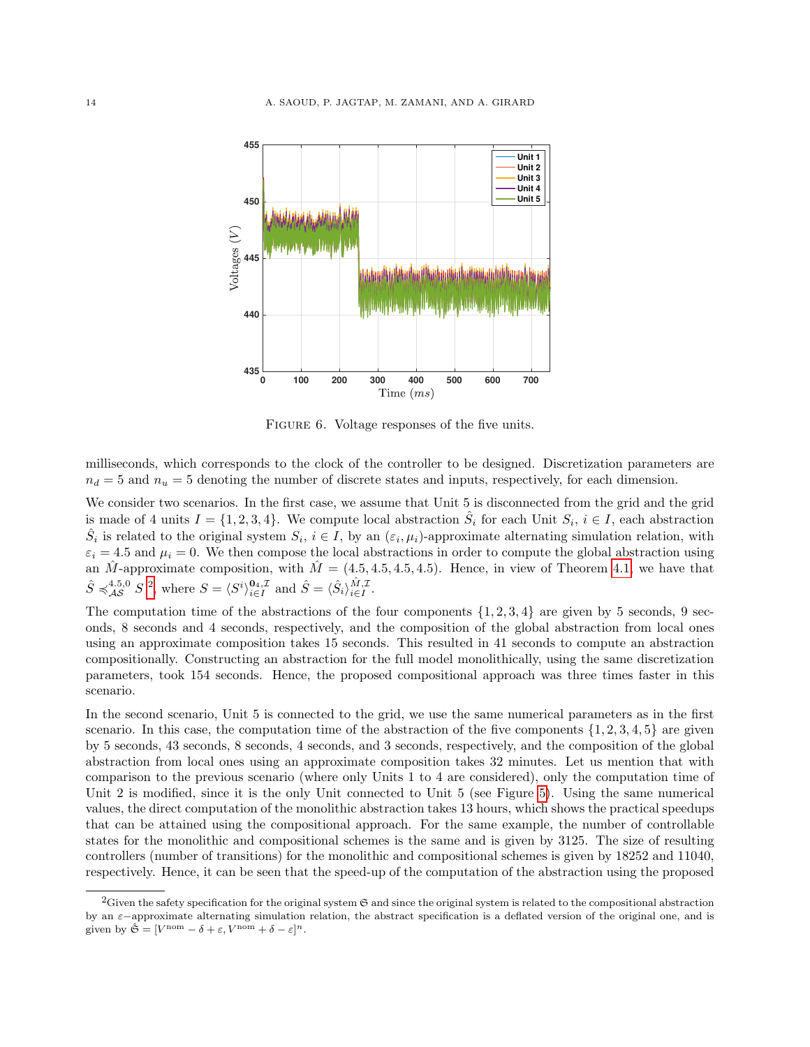FIGURE 6. Voltage responses of the five units.

milliseconds, which corresponds to the clock of the controller to be designed. Discretization parameters are $n_d = 5$ and $n_u = 5$ denoting the number of discrete states and inputs, respectively, for each dimension.

We consider two scenarios. In the first case, we assume that Unit 5 is disconnected from the grid and the grid is made of 4 units $I = \{1, 2, 3, 4\}$. We compute local abstraction $\hat{S}_i$ for each Unit $S_i$, $i \in I$, each abstraction $\hat{S}_i$ is related to the original system $S_i$, $i \in I$, by an $(\varepsilon_i, \mu_i)$-approximate alternating simulation relation, with $\varepsilon_i = 4.5$ and $\mu_i = 0$. We then compose the local abstractions in order to compute the global abstraction using an $\hat{M}$-approximate composition, with $\hat{M} = (4.5, 4.5, 4.5, 4.5)$. Hence, in view of Theorem 4.1, we have that $\hat{S} \preccurlyeq_{\mathcal{AS}}^{4.5,0} S$ [2], where $S = \langle S^i \rangle_{i \in I}^{\mathbf{0}_4, \mathcal{I}}$ and $\hat{S} = \langle \hat{S}_i \rangle_{i \in I}^{\hat{M}, \mathcal{I}}$.

The computation time of the abstractions of the four components $\{1, 2, 3, 4\}$ are given by 5 seconds, 9 seconds, 8 seconds and 4 seconds, respectively, and the composition of the global abstraction from local ones using an approximate composition takes 15 seconds. This resulted in 41 seconds to compute an abstraction compositionally. Constructing an abstraction for the full model monolithically, using the same discretization parameters, took 154 seconds. Hence, the proposed compositional approach was three times faster in this scenario.

In the second scenario, Unit 5 is connected to the grid, we use the same numerical parameters as in the first scenario. In this case, the computation time of the abstraction of the five components $\{1, 2, 3, 4, 5\}$ are given by 5 seconds, 43 seconds, 8 seconds, 4 seconds, and 3 seconds, respectively, and the composition of the global abstraction from local ones using an approximate composition takes 32 minutes. Let us mention that with comparison to the previous scenario (where only Units 1 to 4 are considered), only the computation time of Unit 2 is modified, since it is the only Unit connected to Unit 5 (see Figure 5). Using the same numerical values, the direct computation of the monolithic abstraction takes 13 hours, which shows the practical speedups that can be attained using the compositional approach. For the same example, the number of controllable states for the monolithic and compositional schemes is the same and is given by 3125. The size of resulting controllers (number of transitions) for the monolithic and compositional schemes is given by 18252 and 11040, respectively. Hence, it can be seen that the speed-up of the computation of the abstraction using the proposed

[2] Given the safety specification for the original system $\mathfrak{S}$ and since the original system is related to the compositional abstraction by an $\varepsilon-$approximate alternating simulation relation, the abstract specification is a deflated version of the original one, and is given by $\hat{\mathfrak{S}} = [V^{\text{nom}} - \delta + \varepsilon, V^{\text{nom}} + \delta - \varepsilon]^n$.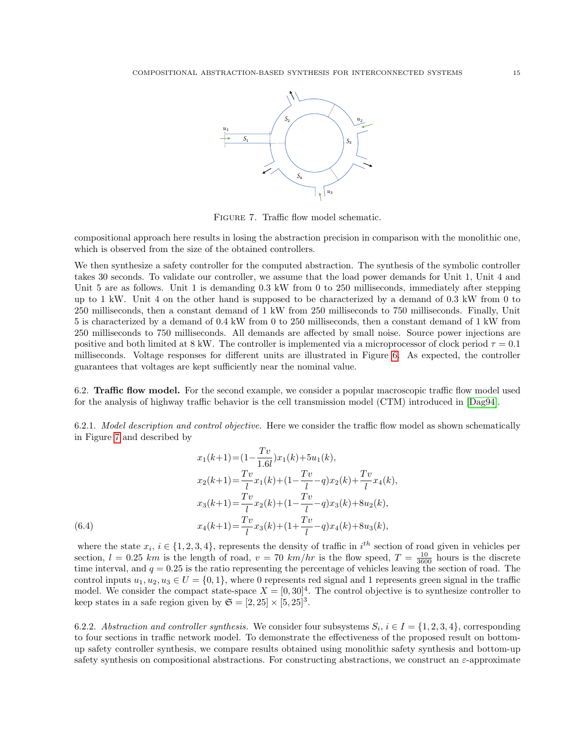FIGURE 7. Traffic flow model schematic.

compositional approach here results in losing the abstraction precision in comparison with the monolithic one, which is observed from the size of the obtained controllers.

We then synthesize a safety controller for the computed abstraction. The synthesis of the symbolic controller takes 30 seconds. To validate our controller, we assume that the load power demands for Unit 1, Unit 4 and Unit 5 are as follows. Unit 1 is demanding 0.3 kW from 0 to 250 milliseconds, immediately after stepping up to 1 kW. Unit 4 on the other hand is supposed to be characterized by a demand of 0.3 kW from 0 to 250 milliseconds, then a constant demand of 1 kW from 250 milliseconds to 750 milliseconds. Finally, Unit 5 is characterized by a demand of 0.4 kW from 0 to 250 milliseconds, then a constant demand of 1 kW from 250 milliseconds to 750 milliseconds. All demands are affected by small noise. Source power injections are positive and both limited at 8 kW. The controller is implemented via a microprocessor of clock period $\tau = 0.1$ milliseconds. Voltage responses for different units are illustrated in Figure 6. As expected, the controller guarantees that voltages are kept sufficiently near the nominal value.

## 6.2. **Traffic flow model.**

For the second example, we consider a popular macroscopic traffic flow model used for the analysis of highway traffic behavior is the cell transmission model (CTM) introduced in [Dag94].

### 6.2.1. *Model description and control objective.*

Here we consider the traffic flow model as shown schematically in Figure 7 and described by

$$
\begin{aligned}
x_1(k+1) &= \Big(1-\frac{Tv}{1.6l}\Big)x_1(k)+5u_1(k),\\
x_2(k+1) &= \frac{Tv}{l}x_1(k)+\Big(1-\frac{Tv}{l}-q\Big)x_2(k)+\frac{Tv}{l}x_4(k),\\
x_3(k+1) &= \frac{Tv}{l}x_2(k)+\Big(1-\frac{Tv}{l}-q\Big)x_3(k)+8u_2(k),\\
x_4(k+1) &= \frac{Tv}{l}x_3(k)+\Big(1+\frac{Tv}{l}-q\Big)x_4(k)+8u_3(k),
\end{aligned}
\tag{6.4}
$$

where the state $x_i$, $i \in \{1,2,3,4\}$, represents the density of traffic in $i^{th}$ section of road given in vehicles per section, $l = 0.25$ $km$ is the length of road, $v = 70$ $km/hr$ is the flow speed, $T = \frac{10}{3600}$ hours is the discrete time interval, and $q = 0.25$ is the ratio representing the percentage of vehicles leaving the section of road. The control inputs $u_1, u_2, u_3 \in U = \{0,1\}$, where 0 represents red signal and 1 represents green signal in the traffic model. We consider the compact state-space $X = [0,30]^4$. The control objective is to synthesize controller to keep states in a safe region given by $\mathfrak{S} = [2,25] \times [5,25]^3$.

### 6.2.2. *Abstraction and controller synthesis.*

We consider four subsystems $S_i$, $i \in I = \{1,2,3,4\}$, corresponding to four sections in traffic network model. To demonstrate the effectiveness of the proposed result on bottom-up safety controller synthesis, we compare results obtained using monolithic safety synthesis and bottom-up safety synthesis on compositional abstractions. For constructing abstractions, we construct an $\varepsilon$-approximate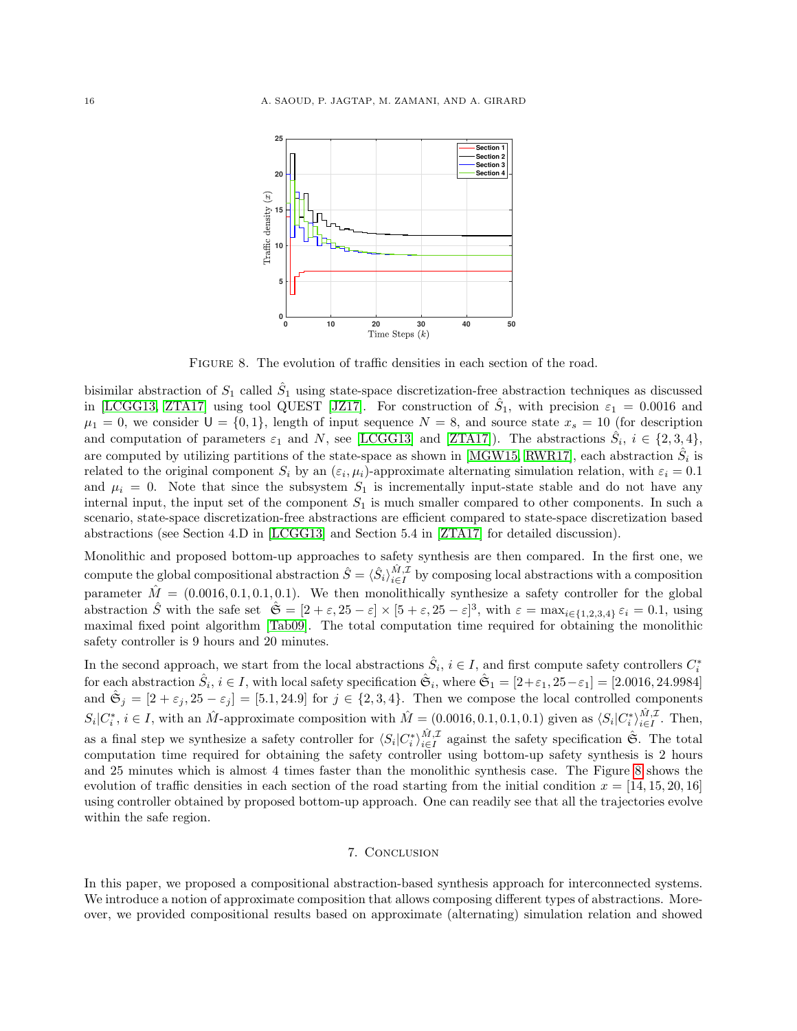FIGURE 8. The evolution of traffic densities in each section of the road.

bisimilar abstraction of $S_1$ called $\hat{S}_1$ using state-space discretization-free abstraction techniques as discussed in [LCGG13, ZTA17] using tool QUEST [JZ17]. For construction of $\hat{S}_1$, with precision $\varepsilon_1 = 0.0016$ and $\mu_1 = 0$, we consider $\mathsf{U} = \{0, 1\}$, length of input sequence $N = 8$, and source state $x_s = 10$ (for description and computation of parameters $\varepsilon_1$ and $N$, see [LCGG13] and [ZTA17]). The abstractions $\hat{S}_i$, $i \in \{2, 3, 4\}$, are computed by utilizing partitions of the state-space as shown in [MGW15, RWR17], each abstraction $\hat{S}_i$ is related to the original component $S_i$ by an $(\varepsilon_i, \mu_i)$-approximate alternating simulation relation, with $\varepsilon_i = 0.1$ and $\mu_i = 0$. Note that since the subsystem $S_1$ is incrementally input-state stable and do not have any internal input, the input set of the component $S_1$ is much smaller compared to other components. In such a scenario, state-space discretization-free abstractions are efficient compared to state-space discretization based abstractions (see Section 4.D in [LCGG13] and Section 5.4 in [ZTA17] for detailed discussion).

Monolithic and proposed bottom-up approaches to safety synthesis are then compared. In the first one, we compute the global compositional abstraction $\hat{S} = \langle \hat{S}_i \rangle_{i \in I}^{\hat{M}, \mathcal{I}}$ by composing local abstractions with a composition parameter $\hat{M} = (0.0016, 0.1, 0.1, 0.1)$. We then monolithically synthesize a safety controller for the global abstraction $\hat{S}$ with the safe set $\hat{\mathfrak{S}} = [2 + \varepsilon, 25 - \varepsilon] \times [5 + \varepsilon, 25 - \varepsilon]^3$, with $\varepsilon = \max_{i \in \{1,2,3,4\}} \varepsilon_i = 0.1$, using maximal fixed point algorithm [Tab09]. The total computation time required for obtaining the monolithic safety controller is 9 hours and 20 minutes.

In the second approach, we start from the local abstractions $\hat{S}_i$, $i \in I$, and first compute safety controllers $C_i^*$ for each abstraction $\hat{S}_i$, $i \in I$, with local safety specification $\hat{\mathfrak{S}}_i$, where $\hat{\mathfrak{S}}_1 = [2+\varepsilon_1, 25-\varepsilon_1] = [2.0016, 24.9984]$ and $\hat{\mathfrak{S}}_j = [2 + \varepsilon_j, 25 - \varepsilon_j] = [5.1, 24.9]$ for $j \in \{2, 3, 4\}$. Then we compose the local controlled components $S_i|C_i^*$, $i \in I$, with an $\hat{M}$-approximate composition with $\hat{M} = (0.0016, 0.1, 0.1, 0.1)$ given as $\langle S_i|C_i^* \rangle_{i \in I}^{\hat{M}, \mathcal{I}}$. Then, as a final step we synthesize a safety controller for $\langle S_i|C_i^* \rangle_{i \in I}^{\hat{M}, \mathcal{I}}$ against the safety specification $\hat{\mathfrak{S}}$. The total computation time required for obtaining the safety controller using bottom-up safety synthesis is 2 hours and 25 minutes which is almost 4 times faster than the monolithic synthesis case. The Figure 8 shows the evolution of traffic densities in each section of the road starting from the initial condition $x = [14, 15, 20, 16]$ using controller obtained by proposed bottom-up approach. One can readily see that all the trajectories evolve within the safe region.

## 7. Conclusion

In this paper, we proposed a compositional abstraction-based synthesis approach for interconnected systems. We introduce a notion of approximate composition that allows composing different types of abstractions. Moreover, we provided compositional results based on approximate (alternating) simulation relation and showed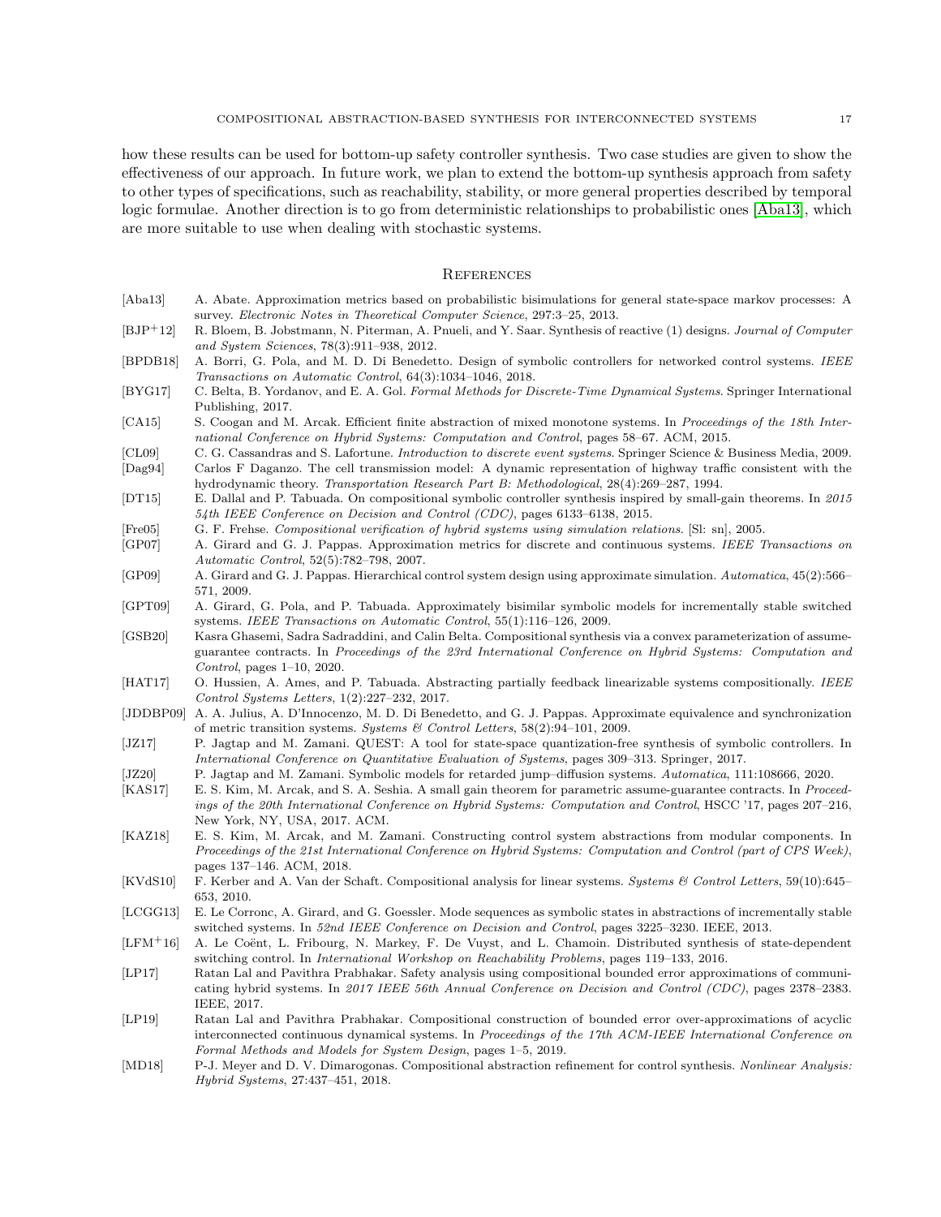how these results can be used for bottom-up safety controller synthesis. Two case studies are given to show the effectiveness of our approach. In future work, we plan to extend the bottom-up synthesis approach from safety to other types of specifications, such as reachability, stability, or more general properties described by temporal logic formulae. Another direction is to go from deterministic relationships to probabilistic ones [Aba13], which are more suitable to use when dealing with stochastic systems.

## References

[Aba13] A. Abate. Approximation metrics based on probabilistic bisimulations for general state-space markov processes: A survey. *Electronic Notes in Theoretical Computer Science*, 297:3–25, 2013.

[BJP+12] R. Bloem, B. Jobstmann, N. Piterman, A. Pnueli, and Y. Saar. Synthesis of reactive (1) designs. *Journal of Computer and System Sciences*, 78(3):911–938, 2012.

[BPDB18] A. Borri, G. Pola, and M. D. Di Benedetto. Design of symbolic controllers for networked control systems. *IEEE Transactions on Automatic Control*, 64(3):1034–1046, 2018.

[BYG17] C. Belta, B. Yordanov, and E. A. Gol. *Formal Methods for Discrete-Time Dynamical Systems*. Springer International Publishing, 2017.

[CA15] S. Coogan and M. Arcak. Efficient finite abstraction of mixed monotone systems. In *Proceedings of the 18th International Conference on Hybrid Systems: Computation and Control*, pages 58–67. ACM, 2015.

[CL09] C. G. Cassandras and S. Lafortune. *Introduction to discrete event systems*. Springer Science & Business Media, 2009.

[Dag94] Carlos F Daganzo. The cell transmission model: A dynamic representation of highway traffic consistent with the hydrodynamic theory. *Transportation Research Part B: Methodological*, 28(4):269–287, 1994.

[DT15] E. Dallal and P. Tabuada. On compositional symbolic controller synthesis inspired by small-gain theorems. In *2015 54th IEEE Conference on Decision and Control (CDC)*, pages 6133–6138, 2015.

[Fre05] G. F. Frehse. *Compositional verification of hybrid systems using simulation relations*. [Sl: sn], 2005.

[GP07] A. Girard and G. J. Pappas. Approximation metrics for discrete and continuous systems. *IEEE Transactions on Automatic Control*, 52(5):782–798, 2007.

[GP09] A. Girard and G. J. Pappas. Hierarchical control system design using approximate simulation. *Automatica*, 45(2):566–571, 2009.

[GPT09] A. Girard, G. Pola, and P. Tabuada. Approximately bisimilar symbolic models for incrementally stable switched systems. *IEEE Transactions on Automatic Control*, 55(1):116–126, 2009.

[GSB20] Kasra Ghasemi, Sadra Sadraddini, and Calin Belta. Compositional synthesis via a convex parameterization of assume-guarantee contracts. In *Proceedings of the 23rd International Conference on Hybrid Systems: Computation and Control*, pages 1–10, 2020.

[HAT17] O. Hussien, A. Ames, and P. Tabuada. Abstracting partially feedback linearizable systems compositionally. *IEEE Control Systems Letters*, 1(2):227–232, 2017.

[JDDBP09] A. A. Julius, A. D'Innocenzo, M. D. Di Benedetto, and G. J. Pappas. Approximate equivalence and synchronization of metric transition systems. *Systems & Control Letters*, 58(2):94–101, 2009.

[JZ17] P. Jagtap and M. Zamani. QUEST: A tool for state-space quantization-free synthesis of symbolic controllers. In *International Conference on Quantitative Evaluation of Systems*, pages 309–313. Springer, 2017.

[JZ20] P. Jagtap and M. Zamani. Symbolic models for retarded jump–diffusion systems. *Automatica*, 111:108666, 2020.

[KAS17] E. S. Kim, M. Arcak, and S. A. Seshia. A small gain theorem for parametric assume-guarantee contracts. In *Proceedings of the 20th International Conference on Hybrid Systems: Computation and Control*, HSCC '17, pages 207–216, New York, NY, USA, 2017. ACM.

[KAZ18] E. S. Kim, M. Arcak, and M. Zamani. Constructing control system abstractions from modular components. In *Proceedings of the 21st International Conference on Hybrid Systems: Computation and Control (part of CPS Week)*, pages 137–146. ACM, 2018.

[KVdS10] F. Kerber and A. Van der Schaft. Compositional analysis for linear systems. *Systems & Control Letters*, 59(10):645–653, 2010.

[LCGG13] E. Le Corronc, A. Girard, and G. Goessler. Mode sequences as symbolic states in abstractions of incrementally stable switched systems. In *52nd IEEE Conference on Decision and Control*, pages 3225–3230. IEEE, 2013.

[LFM+16] A. Le Coënt, L. Fribourg, N. Markey, F. De Vuyst, and L. Chamoin. Distributed synthesis of state-dependent switching control. In *International Workshop on Reachability Problems*, pages 119–133, 2016.

[LP17] Ratan Lal and Pavithra Prabhakar. Safety analysis using compositional bounded error approximations of communicating hybrid systems. In *2017 IEEE 56th Annual Conference on Decision and Control (CDC)*, pages 2378–2383. IEEE, 2017.

[LP19] Ratan Lal and Pavithra Prabhakar. Compositional construction of bounded error over-approximations of acyclic interconnected continuous dynamical systems. In *Proceedings of the 17th ACM-IEEE International Conference on Formal Methods and Models for System Design*, pages 1–5, 2019.

[MD18] P-J. Meyer and D. V. Dimarogonas. Compositional abstraction refinement for control synthesis. *Nonlinear Analysis: Hybrid Systems*, 27:437–451, 2018.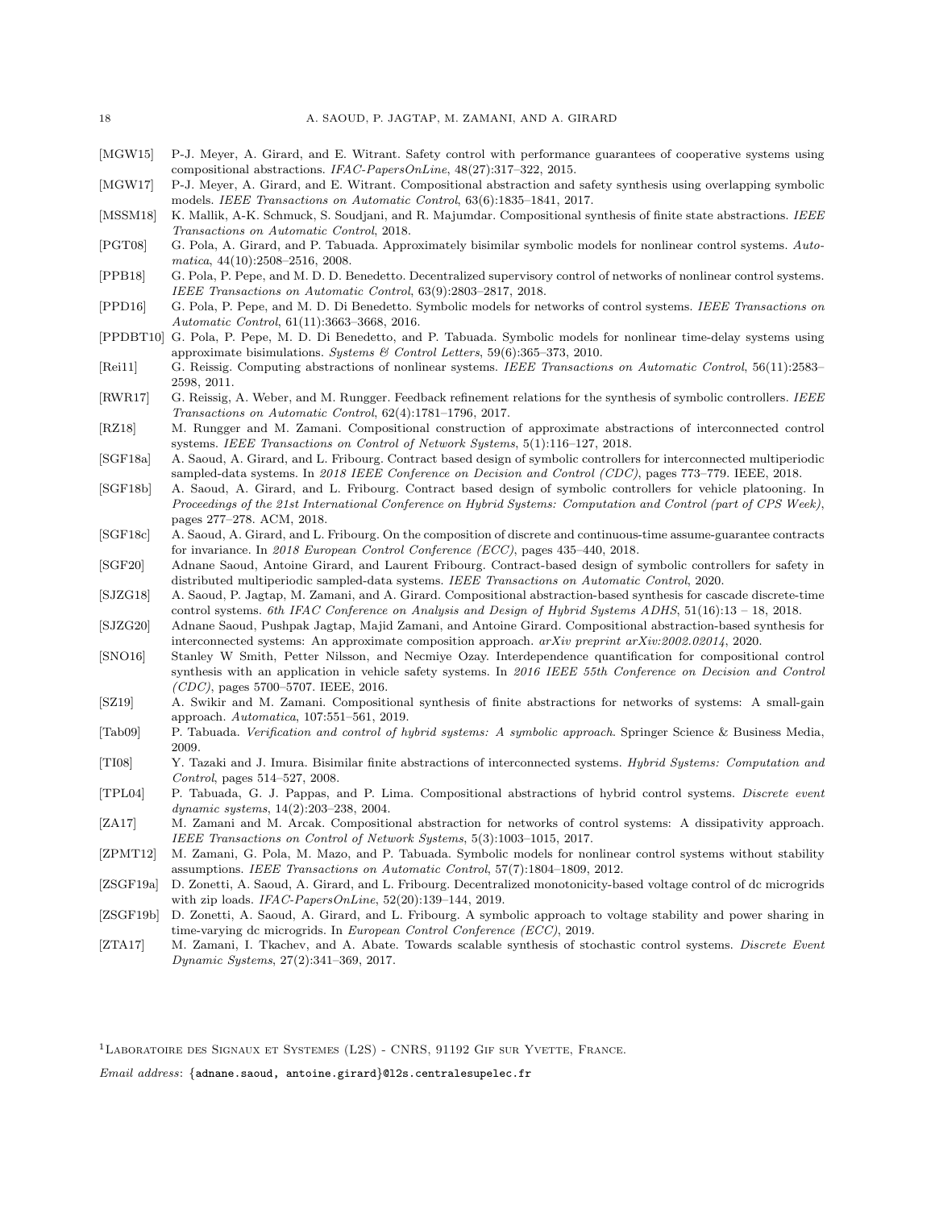[MGW15] P-J. Meyer, A. Girard, and E. Witrant. Safety control with performance guarantees of cooperative systems using compositional abstractions. *IFAC-PapersOnLine*, 48(27):317–322, 2015.

[MGW17] P-J. Meyer, A. Girard, and E. Witrant. Compositional abstraction and safety synthesis using overlapping symbolic models. *IEEE Transactions on Automatic Control*, 63(6):1835–1841, 2017.

[MSSM18] K. Mallik, A-K. Schmuck, S. Soudjani, and R. Majumdar. Compositional synthesis of finite state abstractions. *IEEE Transactions on Automatic Control*, 2018.

[PGT08] G. Pola, A. Girard, and P. Tabuada. Approximately bisimilar symbolic models for nonlinear control systems. *Automatica*, 44(10):2508–2516, 2008.

[PPB18] G. Pola, P. Pepe, and M. D. D. Benedetto. Decentralized supervisory control of networks of nonlinear control systems. *IEEE Transactions on Automatic Control*, 63(9):2803–2817, 2018.

[PPD16] G. Pola, P. Pepe, and M. D. Di Benedetto. Symbolic models for networks of control systems. *IEEE Transactions on Automatic Control*, 61(11):3663–3668, 2016.

[PPDBT10] G. Pola, P. Pepe, M. D. Di Benedetto, and P. Tabuada. Symbolic models for nonlinear time-delay systems using approximate bisimulations. *Systems & Control Letters*, 59(6):365–373, 2010.

[Rei11] G. Reissig. Computing abstractions of nonlinear systems. *IEEE Transactions on Automatic Control*, 56(11):2583–2598, 2011.

[RWR17] G. Reissig, A. Weber, and M. Rungger. Feedback refinement relations for the synthesis of symbolic controllers. *IEEE Transactions on Automatic Control*, 62(4):1781–1796, 2017.

[RZ18] M. Rungger and M. Zamani. Compositional construction of approximate abstractions of interconnected control systems. *IEEE Transactions on Control of Network Systems*, 5(1):116–127, 2018.

[SGF18a] A. Saoud, A. Girard, and L. Fribourg. Contract based design of symbolic controllers for interconnected multiperiodic sampled-data systems. In *2018 IEEE Conference on Decision and Control (CDC)*, pages 773–779. IEEE, 2018.

[SGF18b] A. Saoud, A. Girard, and L. Fribourg. Contract based design of symbolic controllers for vehicle platooning. In *Proceedings of the 21st International Conference on Hybrid Systems: Computation and Control (part of CPS Week)*, pages 277–278. ACM, 2018.

[SGF18c] A. Saoud, A. Girard, and L. Fribourg. On the composition of discrete and continuous-time assume-guarantee contracts for invariance. In *2018 European Control Conference (ECC)*, pages 435–440, 2018.

[SGF20] Adnane Saoud, Antoine Girard, and Laurent Fribourg. Contract-based design of symbolic controllers for safety in distributed multiperiodic sampled-data systems. *IEEE Transactions on Automatic Control*, 2020.

[SJZG18] A. Saoud, P. Jagtap, M. Zamani, and A. Girard. Compositional abstraction-based synthesis for cascade discrete-time control systems. *6th IFAC Conference on Analysis and Design of Hybrid Systems ADHS*, 51(16):13 – 18, 2018.

[SJZG20] Adnane Saoud, Pushpak Jagtap, Majid Zamani, and Antoine Girard. Compositional abstraction-based synthesis for interconnected systems: An approximate composition approach. *arXiv preprint arXiv:2002.02014*, 2020.

[SNO16] Stanley W Smith, Petter Nilsson, and Necmiye Ozay. Interdependence quantification for compositional control synthesis with an application in vehicle safety systems. In *2016 IEEE 55th Conference on Decision and Control (CDC)*, pages 5700–5707. IEEE, 2016.

[SZ19] A. Swikir and M. Zamani. Compositional synthesis of finite abstractions for networks of systems: A small-gain approach. *Automatica*, 107:551–561, 2019.

[Tab09] P. Tabuada. *Verification and control of hybrid systems: A symbolic approach*. Springer Science & Business Media, 2009.

[TI08] Y. Tazaki and J. Imura. Bisimilar finite abstractions of interconnected systems. *Hybrid Systems: Computation and Control*, pages 514–527, 2008.

[TPL04] P. Tabuada, G. J. Pappas, and P. Lima. Compositional abstractions of hybrid control systems. *Discrete event dynamic systems*, 14(2):203–238, 2004.

[ZA17] M. Zamani and M. Arcak. Compositional abstraction for networks of control systems: A dissipativity approach. *IEEE Transactions on Control of Network Systems*, 5(3):1003–1015, 2017.

[ZPMT12] M. Zamani, G. Pola, M. Mazo, and P. Tabuada. Symbolic models for nonlinear control systems without stability assumptions. *IEEE Transactions on Automatic Control*, 57(7):1804–1809, 2012.

[ZSGF19a] D. Zonetti, A. Saoud, A. Girard, and L. Fribourg. Decentralized monotonicity-based voltage control of dc microgrids with zip loads. *IFAC-PapersOnLine*, 52(20):139–144, 2019.

[ZSGF19b] D. Zonetti, A. Saoud, A. Girard, and L. Fribourg. A symbolic approach to voltage stability and power sharing in time-varying dc microgrids. In *European Control Conference (ECC)*, 2019.

[ZTA17] M. Zamani, I. Tkachev, and A. Abate. Towards scalable synthesis of stochastic control systems. *Discrete Event Dynamic Systems*, 27(2):341–369, 2017.

[1] Laboratoire des Signaux et Systemes (L2S) - CNRS, 91192 Gif sur Yvette, France.

*Email address*: {adnane.saoud, antoine.girard}@l2s.centralesupelec.fr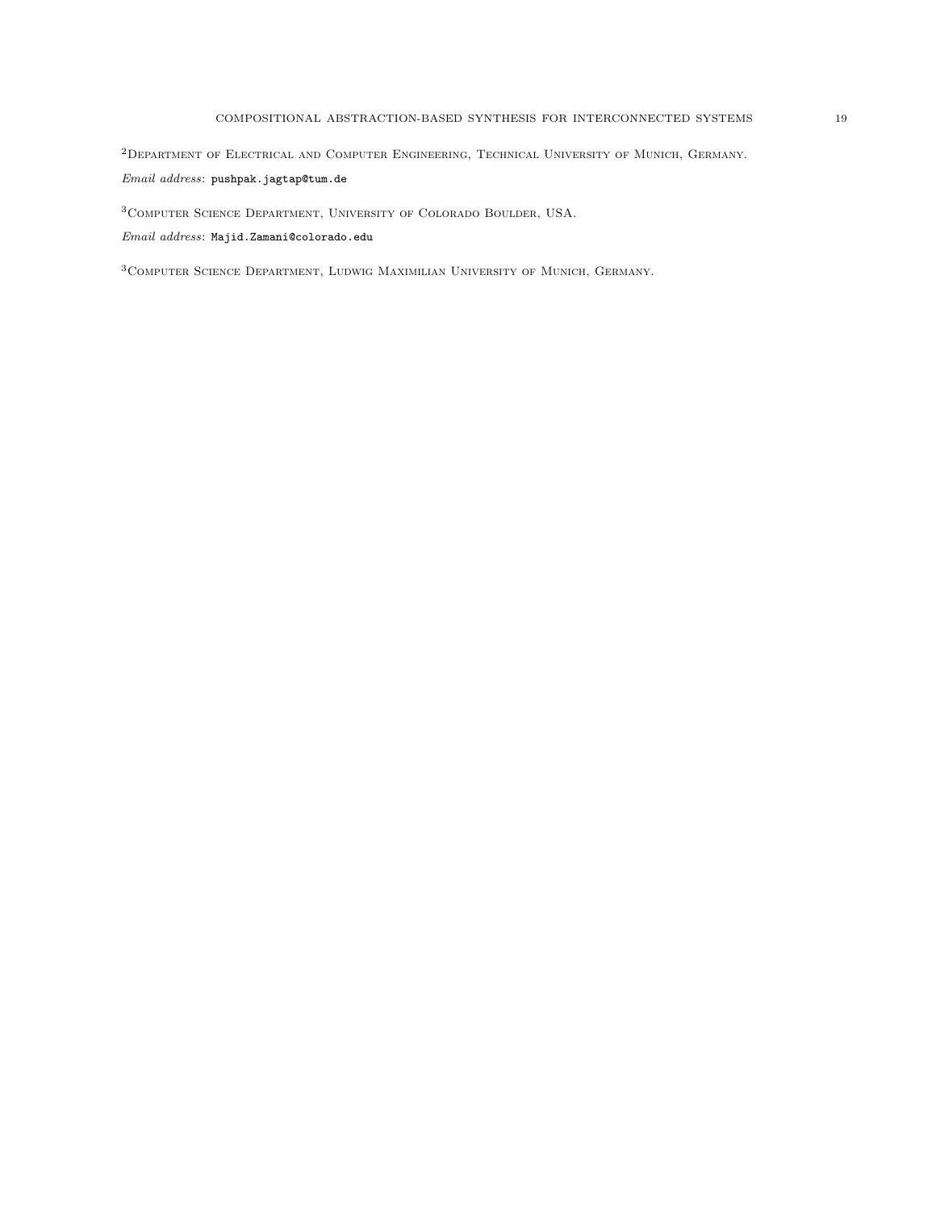[2]Department of Electrical and Computer Engineering, Technical University of Munich, Germany.

*Email address*: pushpak.jagtap@tum.de

[3]Computer Science Department, University of Colorado Boulder, USA.

*Email address*: Majid.Zamani@colorado.edu

[3]Computer Science Department, Ludwig Maximilian University of Munich, Germany.